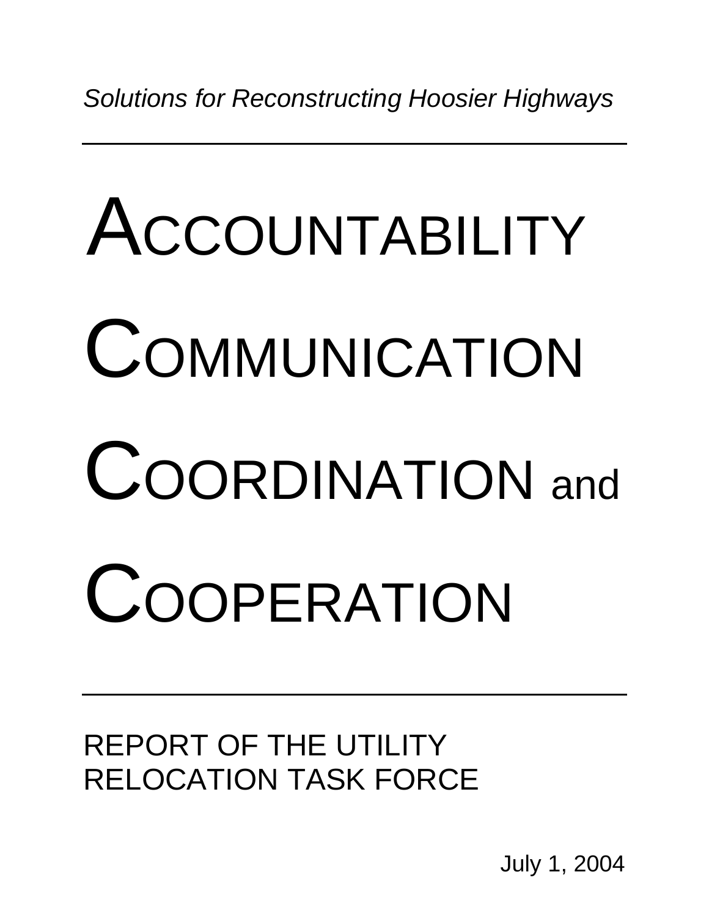*Solutions for Reconstructing Hoosier Highways*

---

# ACCOUNTABILITY

# COMMUNICATION

# COORDINATION and

# COOPERATION

---

REPORT OF THE UTILITY RELOCATION TASK FORCE

July 1, 2004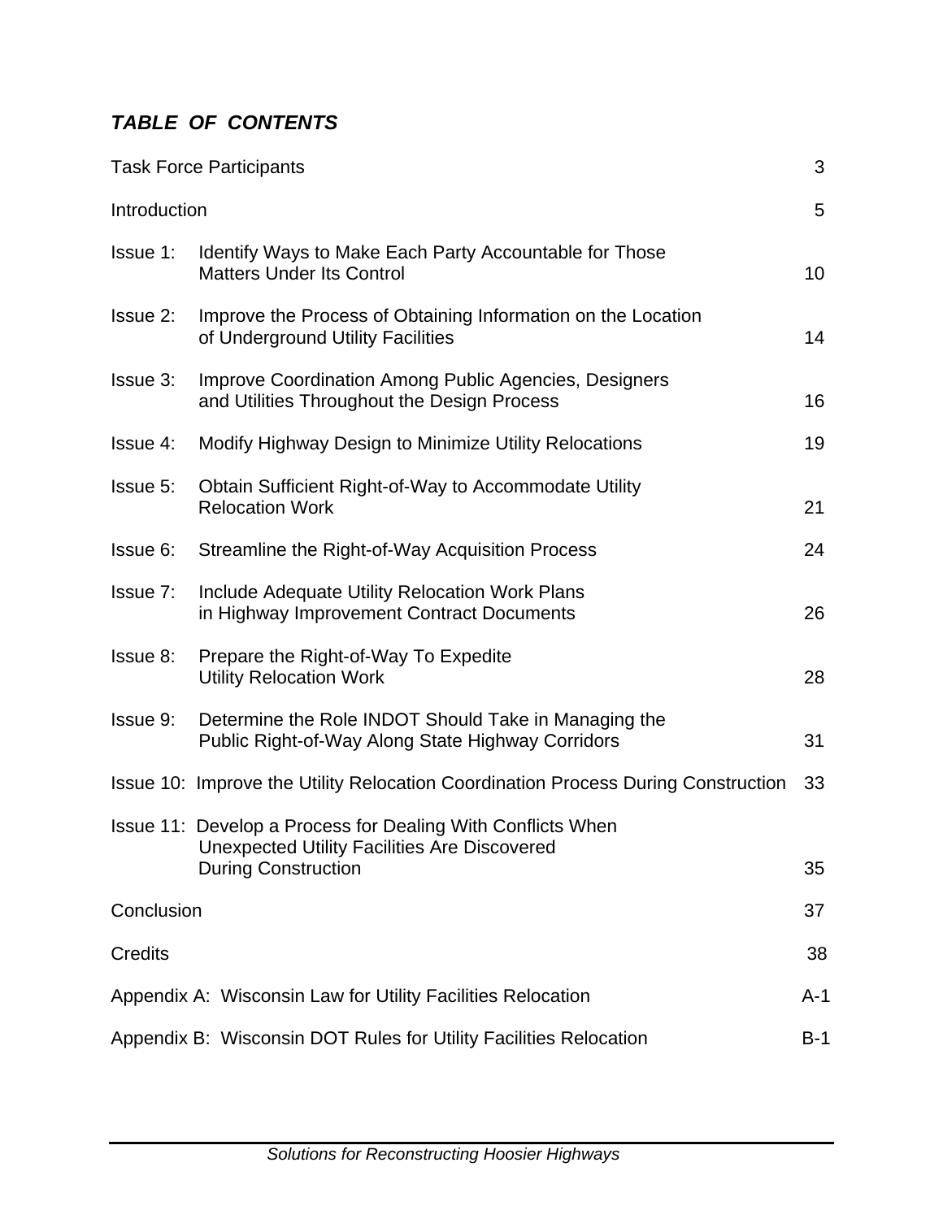## *TABLE OF CONTENTS*

| | |
|---|---|
| Task Force Participants | 3 |
| Introduction | 5 |
| Issue 1: Identify Ways to Make Each Party Accountable for Those Matters Under Its Control | 10 |
| Issue 2: Improve the Process of Obtaining Information on the Location of Underground Utility Facilities | 14 |
| Issue 3: Improve Coordination Among Public Agencies, Designers and Utilities Throughout the Design Process | 16 |
| Issue 4: Modify Highway Design to Minimize Utility Relocations | 19 |
| Issue 5: Obtain Sufficient Right-of-Way to Accommodate Utility Relocation Work | 21 |
| Issue 6: Streamline the Right-of-Way Acquisition Process | 24 |
| Issue 7: Include Adequate Utility Relocation Work Plans in Highway Improvement Contract Documents | 26 |
| Issue 8: Prepare the Right-of-Way To Expedite Utility Relocation Work | 28 |
| Issue 9: Determine the Role INDOT Should Take in Managing the Public Right-of-Way Along State Highway Corridors | 31 |
| Issue 10: Improve the Utility Relocation Coordination Process During Construction | 33 |
| Issue 11: Develop a Process for Dealing With Conflicts When Unexpected Utility Facilities Are Discovered During Construction | 35 |
| Conclusion | 37 |
| Credits | 38 |
| Appendix A: Wisconsin Law for Utility Facilities Relocation | A-1 |
| Appendix B: Wisconsin DOT Rules for Utility Facilities Relocation | B-1 |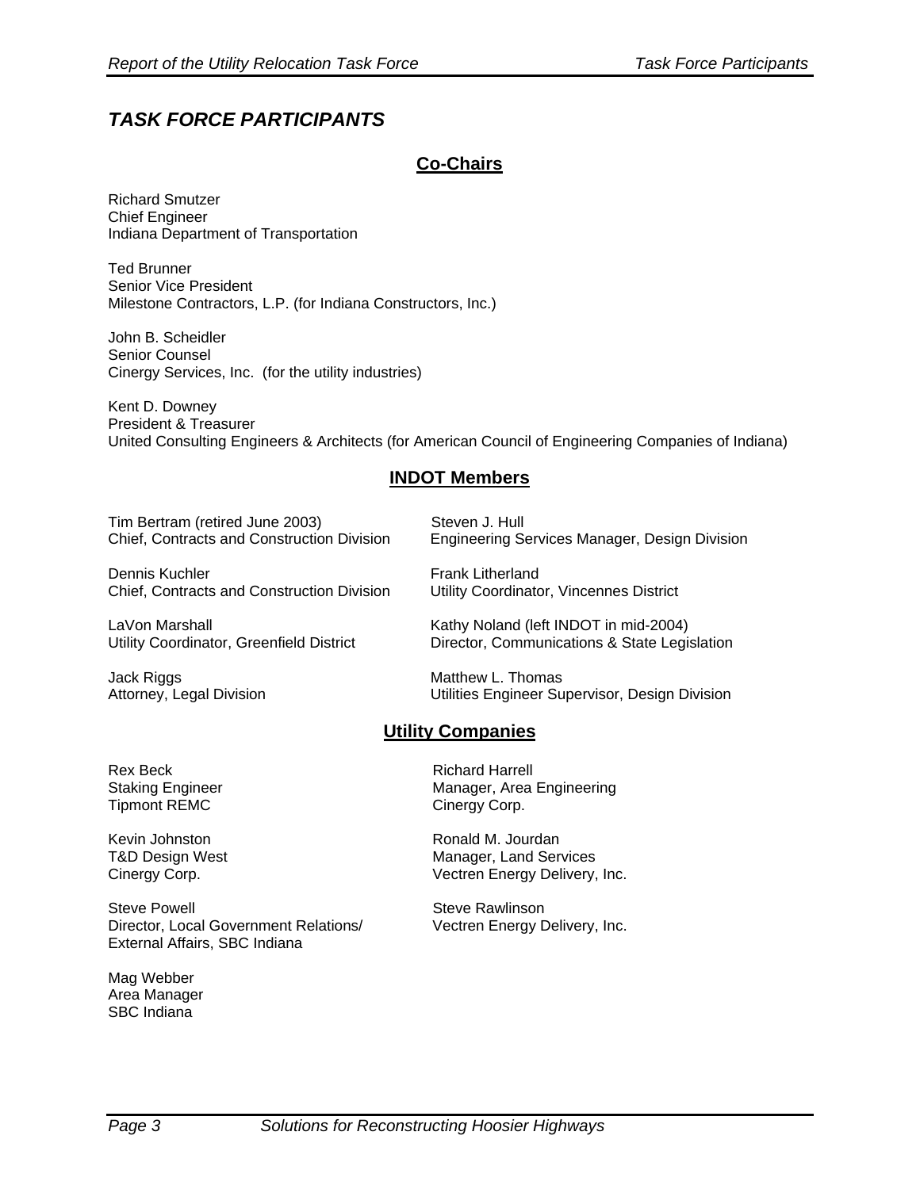# *TASK FORCE PARTICIPANTS*

## Co-Chairs

Richard Smutzer
Chief Engineer
Indiana Department of Transportation

Ted Brunner
Senior Vice President
Milestone Contractors, L.P. (for Indiana Constructors, Inc.)

John B. Scheidler
Senior Counsel
Cinergy Services, Inc. (for the utility industries)

Kent D. Downey
President & Treasurer
United Consulting Engineers & Architects (for American Council of Engineering Companies of Indiana)

## INDOT Members

Tim Bertram (retired June 2003)
Chief, Contracts and Construction Division

Steven J. Hull
Engineering Services Manager, Design Division

Dennis Kuchler
Chief, Contracts and Construction Division

Frank Litherland
Utility Coordinator, Vincennes District

LaVon Marshall
Utility Coordinator, Greenfield District

Kathy Noland (left INDOT in mid-2004)
Director, Communications & State Legislation

Jack Riggs
Attorney, Legal Division

Matthew L. Thomas
Utilities Engineer Supervisor, Design Division

## Utility Companies

Rex Beck
Staking Engineer
Tipmont REMC

Richard Harrell
Manager, Area Engineering
Cinergy Corp.

Kevin Johnston
T&D Design West
Cinergy Corp.

Ronald M. Jourdan
Manager, Land Services
Vectren Energy Delivery, Inc.

Steve Powell
Director, Local Government Relations/
External Affairs, SBC Indiana

Steve Rawlinson
Vectren Energy Delivery, Inc.

Mag Webber
Area Manager
SBC Indiana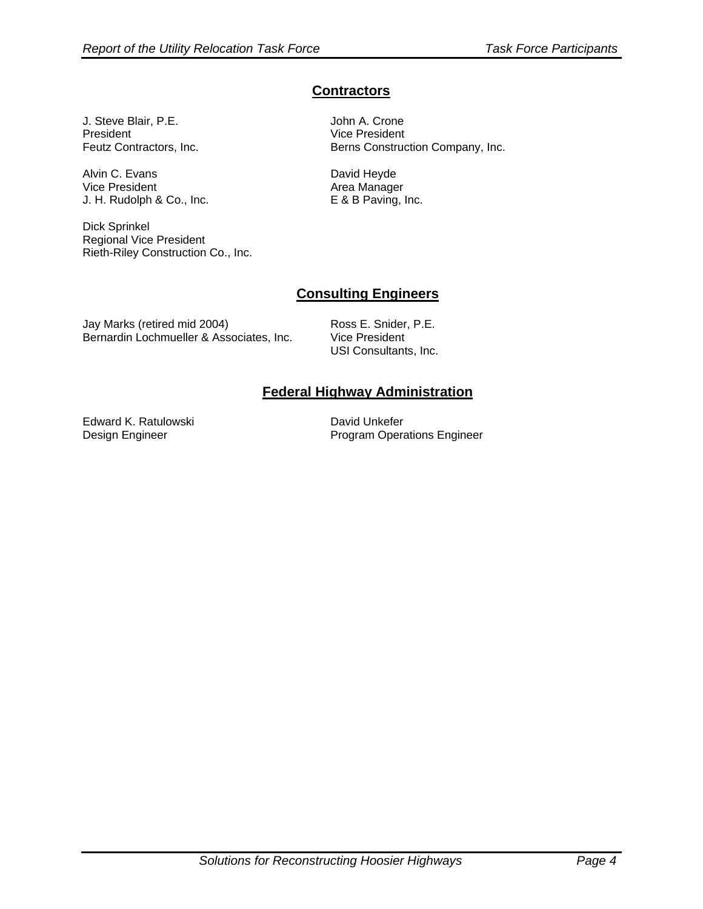## Contractors

J. Steve Blair, P.E.
President
Feutz Contractors, Inc.

John A. Crone
Vice President
Berns Construction Company, Inc.

Alvin C. Evans
Vice President
J. H. Rudolph & Co., Inc.

David Heyde
Area Manager
E & B Paving, Inc.

Dick Sprinkel
Regional Vice President
Rieth-Riley Construction Co., Inc.

## Consulting Engineers

Jay Marks (retired mid 2004)
Bernardin Lochmueller & Associates, Inc.

Ross E. Snider, P.E.
Vice President
USI Consultants, Inc.

## Federal Highway Administration

Edward K. Ratulowski
Design Engineer

David Unkefer
Program Operations Engineer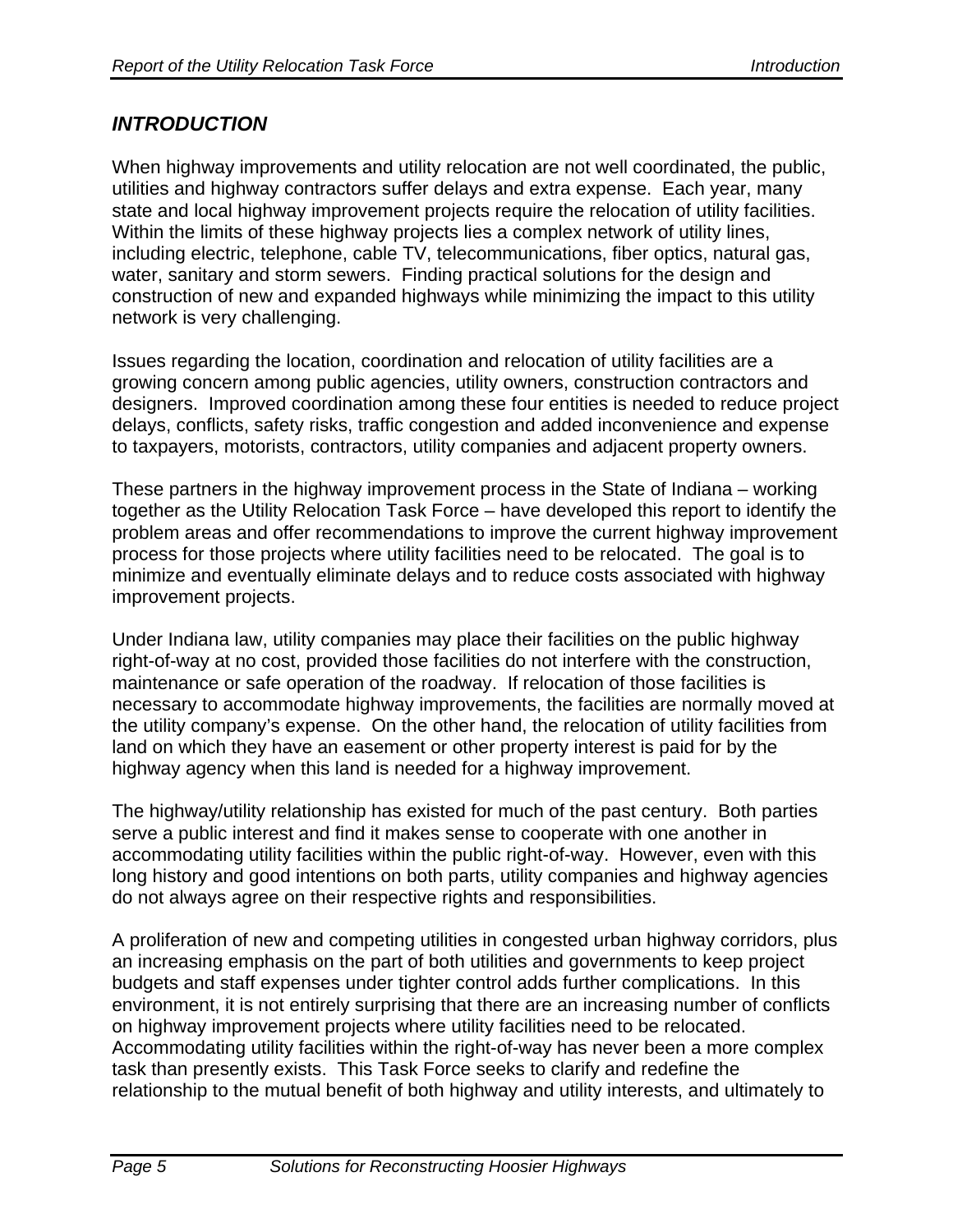## *INTRODUCTION*

When highway improvements and utility relocation are not well coordinated, the public, utilities and highway contractors suffer delays and extra expense. Each year, many state and local highway improvement projects require the relocation of utility facilities. Within the limits of these highway projects lies a complex network of utility lines, including electric, telephone, cable TV, telecommunications, fiber optics, natural gas, water, sanitary and storm sewers. Finding practical solutions for the design and construction of new and expanded highways while minimizing the impact to this utility network is very challenging.

Issues regarding the location, coordination and relocation of utility facilities are a growing concern among public agencies, utility owners, construction contractors and designers. Improved coordination among these four entities is needed to reduce project delays, conflicts, safety risks, traffic congestion and added inconvenience and expense to taxpayers, motorists, contractors, utility companies and adjacent property owners.

These partners in the highway improvement process in the State of Indiana – working together as the Utility Relocation Task Force – have developed this report to identify the problem areas and offer recommendations to improve the current highway improvement process for those projects where utility facilities need to be relocated. The goal is to minimize and eventually eliminate delays and to reduce costs associated with highway improvement projects.

Under Indiana law, utility companies may place their facilities on the public highway right-of-way at no cost, provided those facilities do not interfere with the construction, maintenance or safe operation of the roadway. If relocation of those facilities is necessary to accommodate highway improvements, the facilities are normally moved at the utility company's expense. On the other hand, the relocation of utility facilities from land on which they have an easement or other property interest is paid for by the highway agency when this land is needed for a highway improvement.

The highway/utility relationship has existed for much of the past century. Both parties serve a public interest and find it makes sense to cooperate with one another in accommodating utility facilities within the public right-of-way. However, even with this long history and good intentions on both parts, utility companies and highway agencies do not always agree on their respective rights and responsibilities.

A proliferation of new and competing utilities in congested urban highway corridors, plus an increasing emphasis on the part of both utilities and governments to keep project budgets and staff expenses under tighter control adds further complications. In this environment, it is not entirely surprising that there are an increasing number of conflicts on highway improvement projects where utility facilities need to be relocated. Accommodating utility facilities within the right-of-way has never been a more complex task than presently exists. This Task Force seeks to clarify and redefine the relationship to the mutual benefit of both highway and utility interests, and ultimately to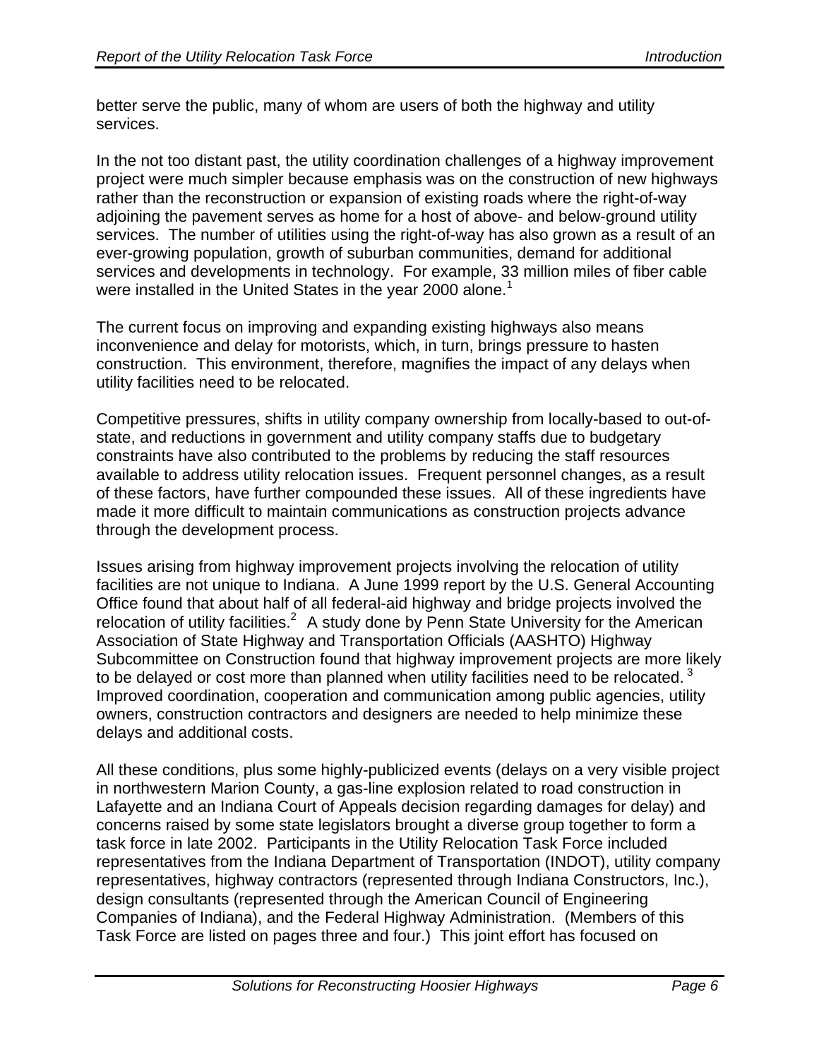better serve the public, many of whom are users of both the highway and utility services.

In the not too distant past, the utility coordination challenges of a highway improvement project were much simpler because emphasis was on the construction of new highways rather than the reconstruction or expansion of existing roads where the right-of-way adjoining the pavement serves as home for a host of above- and below-ground utility services. The number of utilities using the right-of-way has also grown as a result of an ever-growing population, growth of suburban communities, demand for additional services and developments in technology. For example, 33 million miles of fiber cable were installed in the United States in the year 2000 alone.[1]

The current focus on improving and expanding existing highways also means inconvenience and delay for motorists, which, in turn, brings pressure to hasten construction. This environment, therefore, magnifies the impact of any delays when utility facilities need to be relocated.

Competitive pressures, shifts in utility company ownership from locally-based to out-of-state, and reductions in government and utility company staffs due to budgetary constraints have also contributed to the problems by reducing the staff resources available to address utility relocation issues. Frequent personnel changes, as a result of these factors, have further compounded these issues. All of these ingredients have made it more difficult to maintain communications as construction projects advance through the development process.

Issues arising from highway improvement projects involving the relocation of utility facilities are not unique to Indiana. A June 1999 report by the U.S. General Accounting Office found that about half of all federal-aid highway and bridge projects involved the relocation of utility facilities.[2] A study done by Penn State University for the American Association of State Highway and Transportation Officials (AASHTO) Highway Subcommittee on Construction found that highway improvement projects are more likely to be delayed or cost more than planned when utility facilities need to be relocated.[3] Improved coordination, cooperation and communication among public agencies, utility owners, construction contractors and designers are needed to help minimize these delays and additional costs.

All these conditions, plus some highly-publicized events (delays on a very visible project in northwestern Marion County, a gas-line explosion related to road construction in Lafayette and an Indiana Court of Appeals decision regarding damages for delay) and concerns raised by some state legislators brought a diverse group together to form a task force in late 2002. Participants in the Utility Relocation Task Force included representatives from the Indiana Department of Transportation (INDOT), utility company representatives, highway contractors (represented through Indiana Constructors, Inc.), design consultants (represented through the American Council of Engineering Companies of Indiana), and the Federal Highway Administration. (Members of this Task Force are listed on pages three and four.) This joint effort has focused on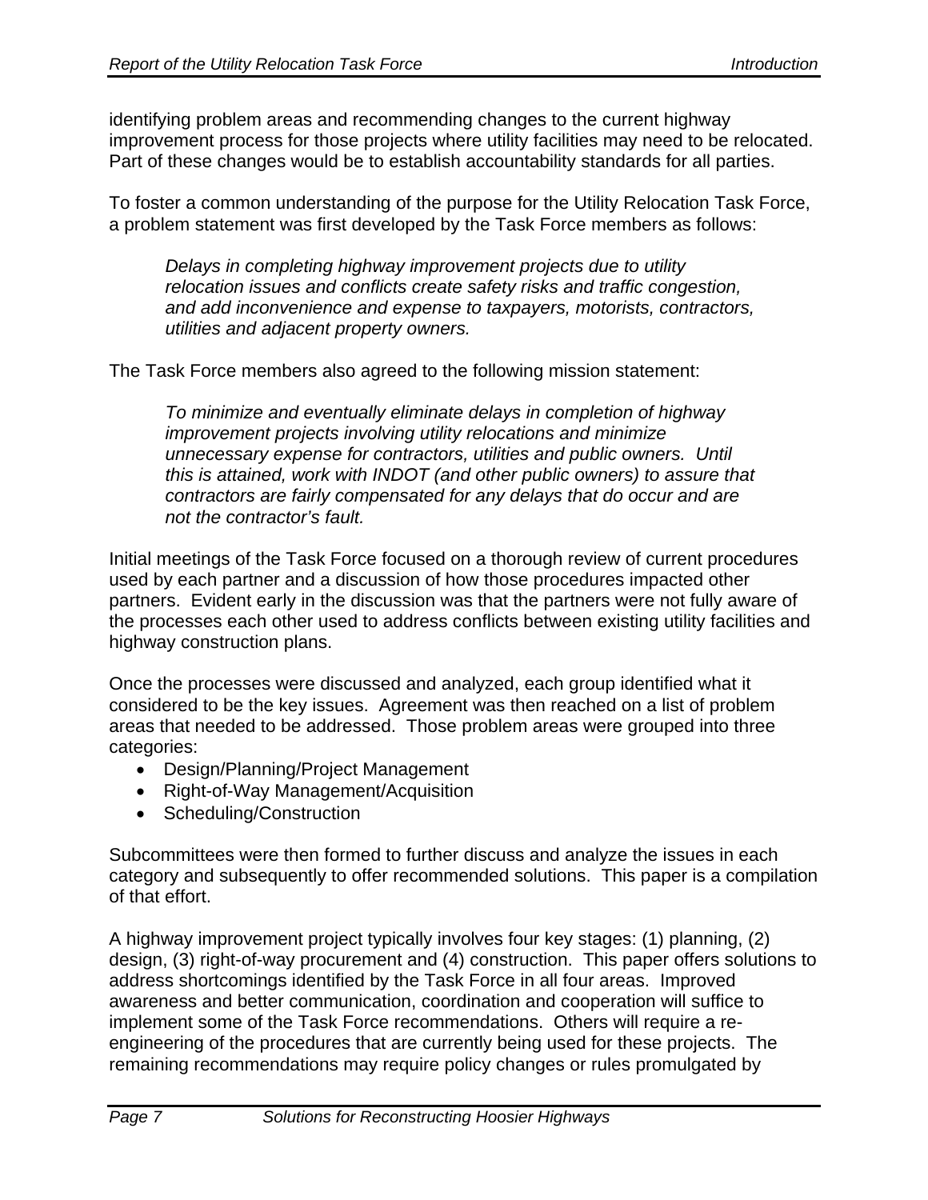identifying problem areas and recommending changes to the current highway improvement process for those projects where utility facilities may need to be relocated. Part of these changes would be to establish accountability standards for all parties.

To foster a common understanding of the purpose for the Utility Relocation Task Force, a problem statement was first developed by the Task Force members as follows:

> *Delays in completing highway improvement projects due to utility relocation issues and conflicts create safety risks and traffic congestion, and add inconvenience and expense to taxpayers, motorists, contractors, utilities and adjacent property owners.*

The Task Force members also agreed to the following mission statement:

> *To minimize and eventually eliminate delays in completion of highway improvement projects involving utility relocations and minimize unnecessary expense for contractors, utilities and public owners. Until this is attained, work with INDOT (and other public owners) to assure that contractors are fairly compensated for any delays that do occur and are not the contractor's fault.*

Initial meetings of the Task Force focused on a thorough review of current procedures used by each partner and a discussion of how those procedures impacted other partners. Evident early in the discussion was that the partners were not fully aware of the processes each other used to address conflicts between existing utility facilities and highway construction plans.

Once the processes were discussed and analyzed, each group identified what it considered to be the key issues. Agreement was then reached on a list of problem areas that needed to be addressed. Those problem areas were grouped into three categories:

- Design/Planning/Project Management
- Right-of-Way Management/Acquisition
- Scheduling/Construction

Subcommittees were then formed to further discuss and analyze the issues in each category and subsequently to offer recommended solutions. This paper is a compilation of that effort.

A highway improvement project typically involves four key stages: (1) planning, (2) design, (3) right-of-way procurement and (4) construction. This paper offers solutions to address shortcomings identified by the Task Force in all four areas. Improved awareness and better communication, coordination and cooperation will suffice to implement some of the Task Force recommendations. Others will require a re-engineering of the procedures that are currently being used for these projects. The remaining recommendations may require policy changes or rules promulgated by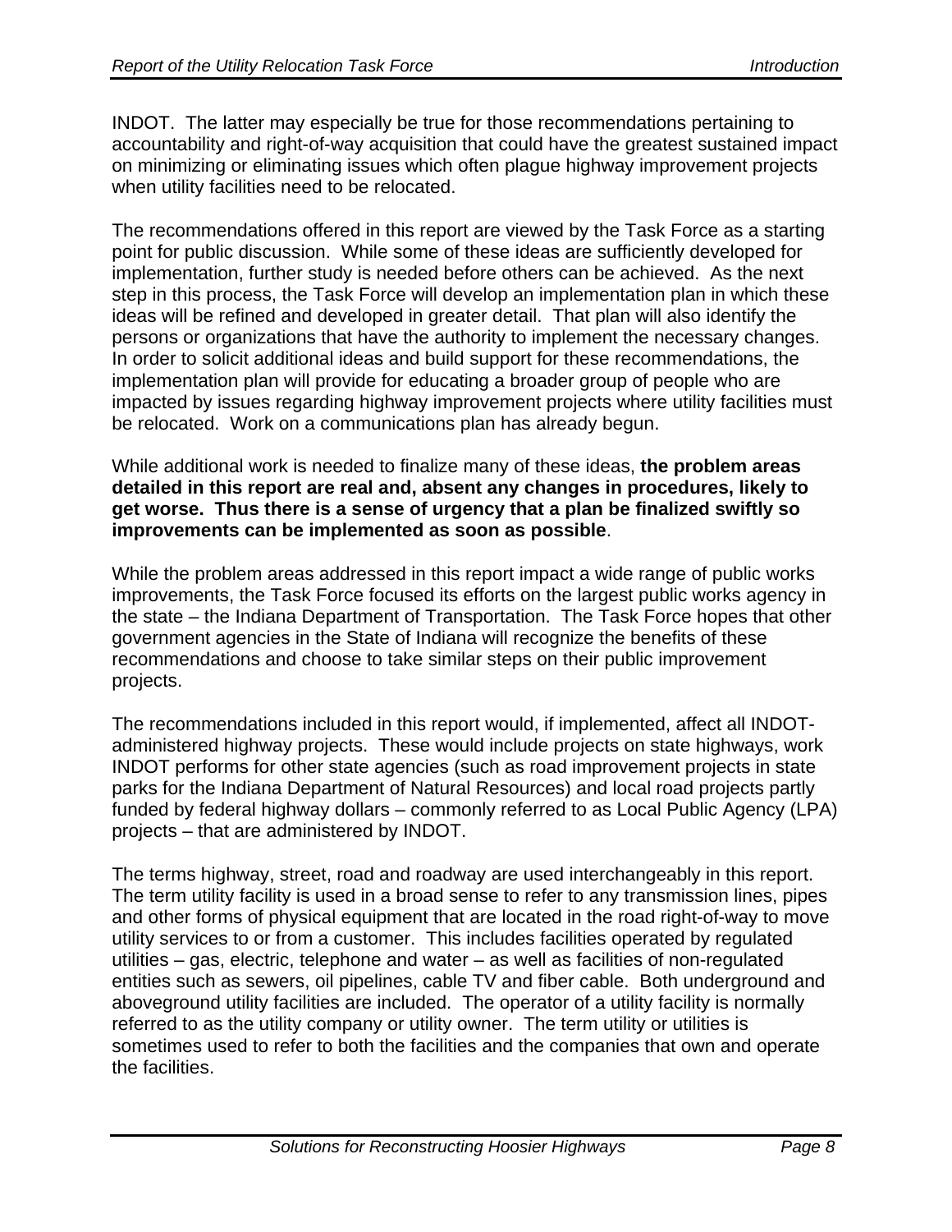INDOT. The latter may especially be true for those recommendations pertaining to accountability and right-of-way acquisition that could have the greatest sustained impact on minimizing or eliminating issues which often plague highway improvement projects when utility facilities need to be relocated.

The recommendations offered in this report are viewed by the Task Force as a starting point for public discussion. While some of these ideas are sufficiently developed for implementation, further study is needed before others can be achieved. As the next step in this process, the Task Force will develop an implementation plan in which these ideas will be refined and developed in greater detail. That plan will also identify the persons or organizations that have the authority to implement the necessary changes. In order to solicit additional ideas and build support for these recommendations, the implementation plan will provide for educating a broader group of people who are impacted by issues regarding highway improvement projects where utility facilities must be relocated. Work on a communications plan has already begun.

While additional work is needed to finalize many of these ideas, **the problem areas detailed in this report are real and, absent any changes in procedures, likely to get worse. Thus there is a sense of urgency that a plan be finalized swiftly so improvements can be implemented as soon as possible**.

While the problem areas addressed in this report impact a wide range of public works improvements, the Task Force focused its efforts on the largest public works agency in the state – the Indiana Department of Transportation. The Task Force hopes that other government agencies in the State of Indiana will recognize the benefits of these recommendations and choose to take similar steps on their public improvement projects.

The recommendations included in this report would, if implemented, affect all INDOT-administered highway projects. These would include projects on state highways, work INDOT performs for other state agencies (such as road improvement projects in state parks for the Indiana Department of Natural Resources) and local road projects partly funded by federal highway dollars – commonly referred to as Local Public Agency (LPA) projects – that are administered by INDOT.

The terms highway, street, road and roadway are used interchangeably in this report. The term utility facility is used in a broad sense to refer to any transmission lines, pipes and other forms of physical equipment that are located in the road right-of-way to move utility services to or from a customer. This includes facilities operated by regulated utilities – gas, electric, telephone and water – as well as facilities of non-regulated entities such as sewers, oil pipelines, cable TV and fiber cable. Both underground and aboveground utility facilities are included. The operator of a utility facility is normally referred to as the utility company or utility owner. The term utility or utilities is sometimes used to refer to both the facilities and the companies that own and operate the facilities.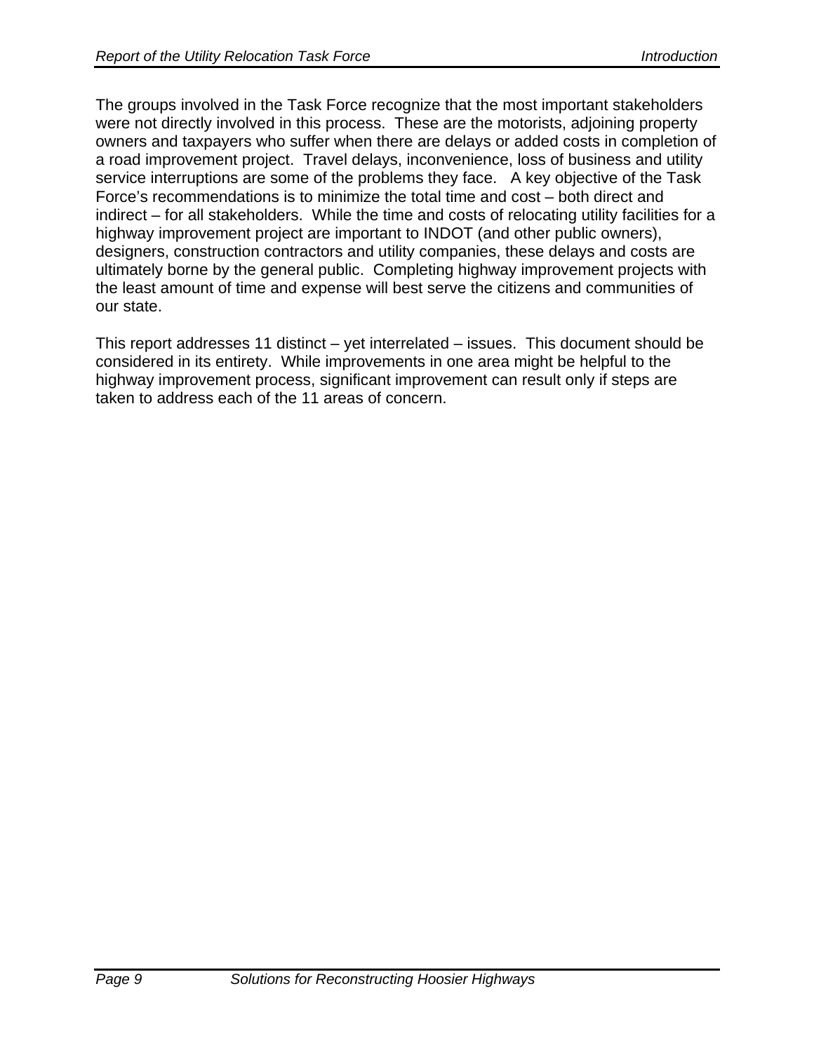The groups involved in the Task Force recognize that the most important stakeholders were not directly involved in this process. These are the motorists, adjoining property owners and taxpayers who suffer when there are delays or added costs in completion of a road improvement project. Travel delays, inconvenience, loss of business and utility service interruptions are some of the problems they face. A key objective of the Task Force's recommendations is to minimize the total time and cost – both direct and indirect – for all stakeholders. While the time and costs of relocating utility facilities for a highway improvement project are important to INDOT (and other public owners), designers, construction contractors and utility companies, these delays and costs are ultimately borne by the general public. Completing highway improvement projects with the least amount of time and expense will best serve the citizens and communities of our state.

This report addresses 11 distinct – yet interrelated – issues. This document should be considered in its entirety. While improvements in one area might be helpful to the highway improvement process, significant improvement can result only if steps are taken to address each of the 11 areas of concern.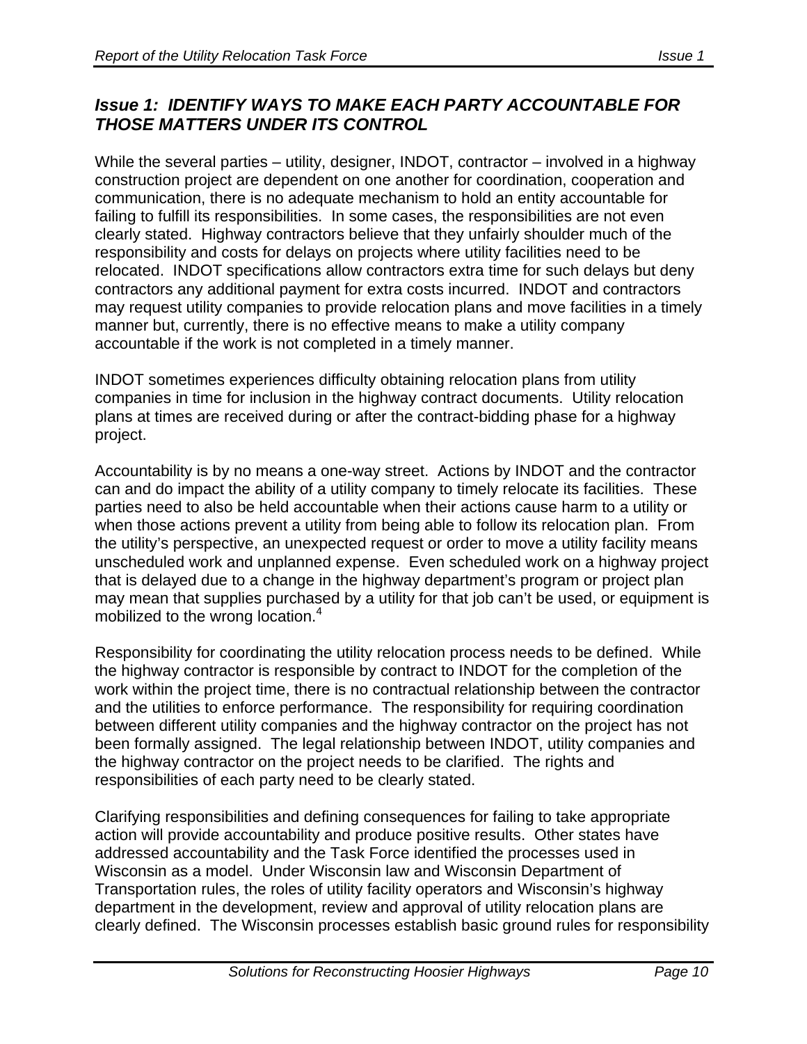## *Issue 1: IDENTIFY WAYS TO MAKE EACH PARTY ACCOUNTABLE FOR THOSE MATTERS UNDER ITS CONTROL*

While the several parties – utility, designer, INDOT, contractor – involved in a highway construction project are dependent on one another for coordination, cooperation and communication, there is no adequate mechanism to hold an entity accountable for failing to fulfill its responsibilities. In some cases, the responsibilities are not even clearly stated. Highway contractors believe that they unfairly shoulder much of the responsibility and costs for delays on projects where utility facilities need to be relocated. INDOT specifications allow contractors extra time for such delays but deny contractors any additional payment for extra costs incurred. INDOT and contractors may request utility companies to provide relocation plans and move facilities in a timely manner but, currently, there is no effective means to make a utility company accountable if the work is not completed in a timely manner.

INDOT sometimes experiences difficulty obtaining relocation plans from utility companies in time for inclusion in the highway contract documents. Utility relocation plans at times are received during or after the contract-bidding phase for a highway project.

Accountability is by no means a one-way street. Actions by INDOT and the contractor can and do impact the ability of a utility company to timely relocate its facilities. These parties need to also be held accountable when their actions cause harm to a utility or when those actions prevent a utility from being able to follow its relocation plan. From the utility's perspective, an unexpected request or order to move a utility facility means unscheduled work and unplanned expense. Even scheduled work on a highway project that is delayed due to a change in the highway department's program or project plan may mean that supplies purchased by a utility for that job can't be used, or equipment is mobilized to the wrong location.[4]

Responsibility for coordinating the utility relocation process needs to be defined. While the highway contractor is responsible by contract to INDOT for the completion of the work within the project time, there is no contractual relationship between the contractor and the utilities to enforce performance. The responsibility for requiring coordination between different utility companies and the highway contractor on the project has not been formally assigned. The legal relationship between INDOT, utility companies and the highway contractor on the project needs to be clarified. The rights and responsibilities of each party need to be clearly stated.

Clarifying responsibilities and defining consequences for failing to take appropriate action will provide accountability and produce positive results. Other states have addressed accountability and the Task Force identified the processes used in Wisconsin as a model. Under Wisconsin law and Wisconsin Department of Transportation rules, the roles of utility facility operators and Wisconsin's highway department in the development, review and approval of utility relocation plans are clearly defined. The Wisconsin processes establish basic ground rules for responsibility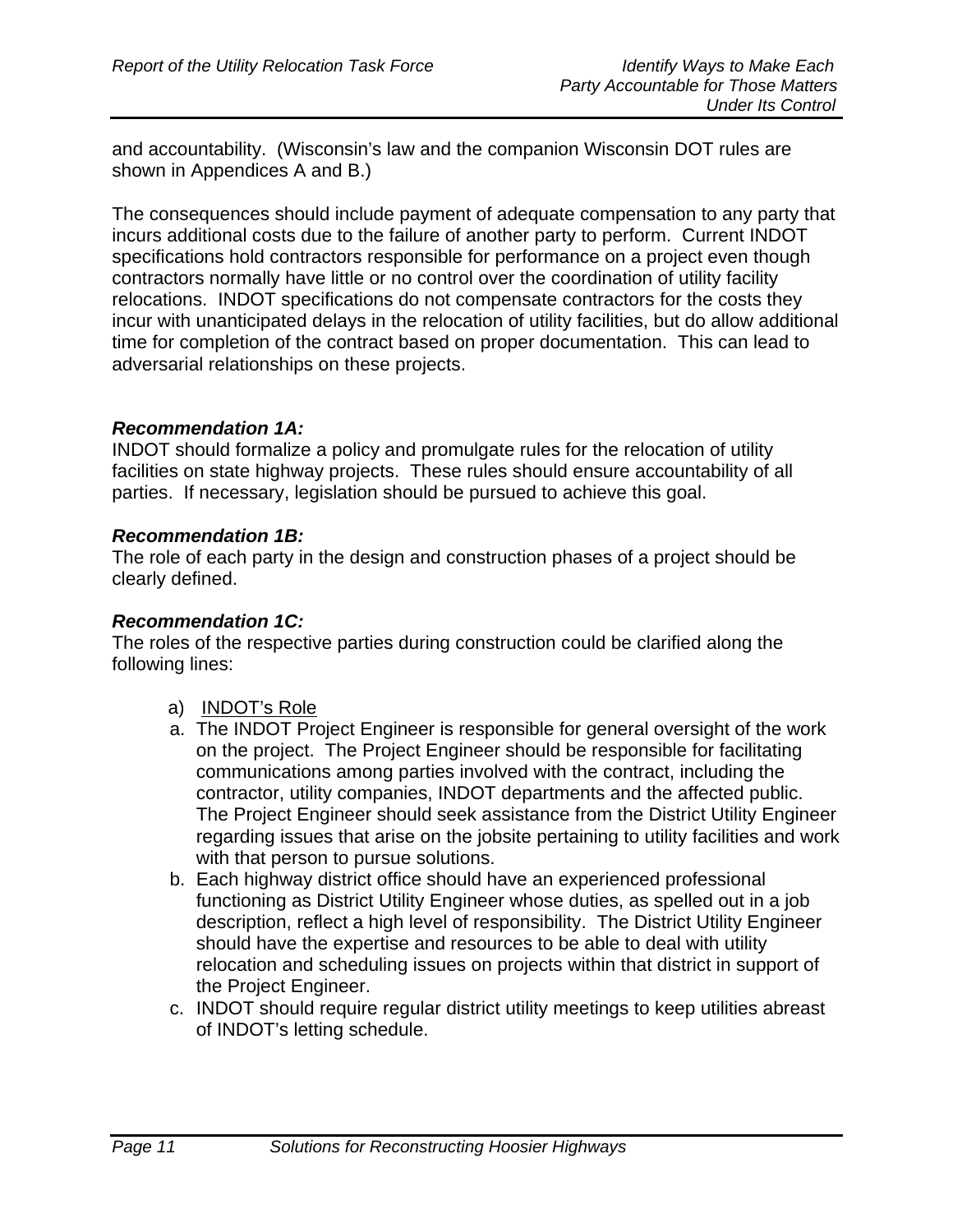and accountability. (Wisconsin's law and the companion Wisconsin DOT rules are shown in Appendices A and B.)

The consequences should include payment of adequate compensation to any party that incurs additional costs due to the failure of another party to perform. Current INDOT specifications hold contractors responsible for performance on a project even though contractors normally have little or no control over the coordination of utility facility relocations. INDOT specifications do not compensate contractors for the costs they incur with unanticipated delays in the relocation of utility facilities, but do allow additional time for completion of the contract based on proper documentation. This can lead to adversarial relationships on these projects.

***Recommendation 1A:***
INDOT should formalize a policy and promulgate rules for the relocation of utility facilities on state highway projects. These rules should ensure accountability of all parties. If necessary, legislation should be pursued to achieve this goal.

***Recommendation 1B:***
The role of each party in the design and construction phases of a project should be clearly defined.

***Recommendation 1C:***
The roles of the respective parties during construction could be clarified along the following lines:

a) INDOT's Role

a. The INDOT Project Engineer is responsible for general oversight of the work on the project. The Project Engineer should be responsible for facilitating communications among parties involved with the contract, including the contractor, utility companies, INDOT departments and the affected public. The Project Engineer should seek assistance from the District Utility Engineer regarding issues that arise on the jobsite pertaining to utility facilities and work with that person to pursue solutions.

b. Each highway district office should have an experienced professional functioning as District Utility Engineer whose duties, as spelled out in a job description, reflect a high level of responsibility. The District Utility Engineer should have the expertise and resources to be able to deal with utility relocation and scheduling issues on projects within that district in support of the Project Engineer.

c. INDOT should require regular district utility meetings to keep utilities abreast of INDOT's letting schedule.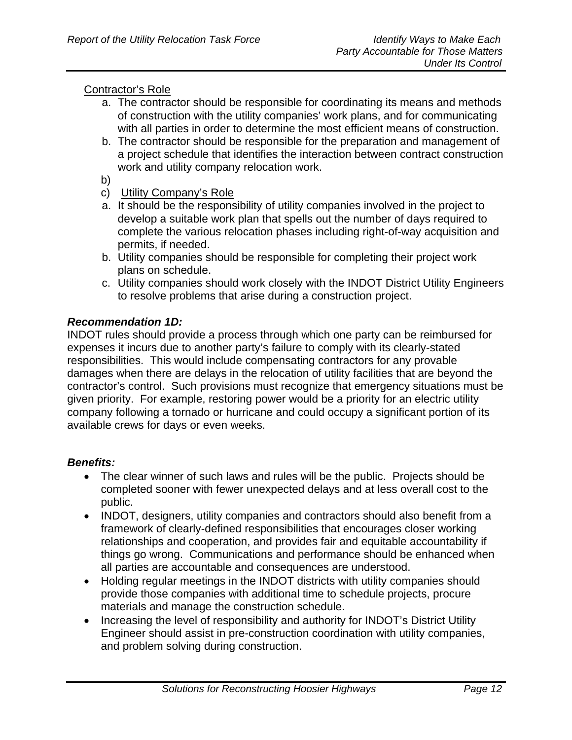Contractor's Role

a. The contractor should be responsible for coordinating its means and methods of construction with the utility companies' work plans, and for communicating with all parties in order to determine the most efficient means of construction.
b. The contractor should be responsible for the preparation and management of a project schedule that identifies the interaction between contract construction work and utility company relocation work.

b)

c) Utility Company's Role

a. It should be the responsibility of utility companies involved in the project to develop a suitable work plan that spells out the number of days required to complete the various relocation phases including right-of-way acquisition and permits, if needed.
b. Utility companies should be responsible for completing their project work plans on schedule.
c. Utility companies should work closely with the INDOT District Utility Engineers to resolve problems that arise during a construction project.

***Recommendation 1D:***

INDOT rules should provide a process through which one party can be reimbursed for expenses it incurs due to another party's failure to comply with its clearly-stated responsibilities. This would include compensating contractors for any provable damages when there are delays in the relocation of utility facilities that are beyond the contractor's control. Such provisions must recognize that emergency situations must be given priority. For example, restoring power would be a priority for an electric utility company following a tornado or hurricane and could occupy a significant portion of its available crews for days or even weeks.

***Benefits:***

- The clear winner of such laws and rules will be the public. Projects should be completed sooner with fewer unexpected delays and at less overall cost to the public.
- INDOT, designers, utility companies and contractors should also benefit from a framework of clearly-defined responsibilities that encourages closer working relationships and cooperation, and provides fair and equitable accountability if things go wrong. Communications and performance should be enhanced when all parties are accountable and consequences are understood.
- Holding regular meetings in the INDOT districts with utility companies should provide those companies with additional time to schedule projects, procure materials and manage the construction schedule.
- Increasing the level of responsibility and authority for INDOT's District Utility Engineer should assist in pre-construction coordination with utility companies, and problem solving during construction.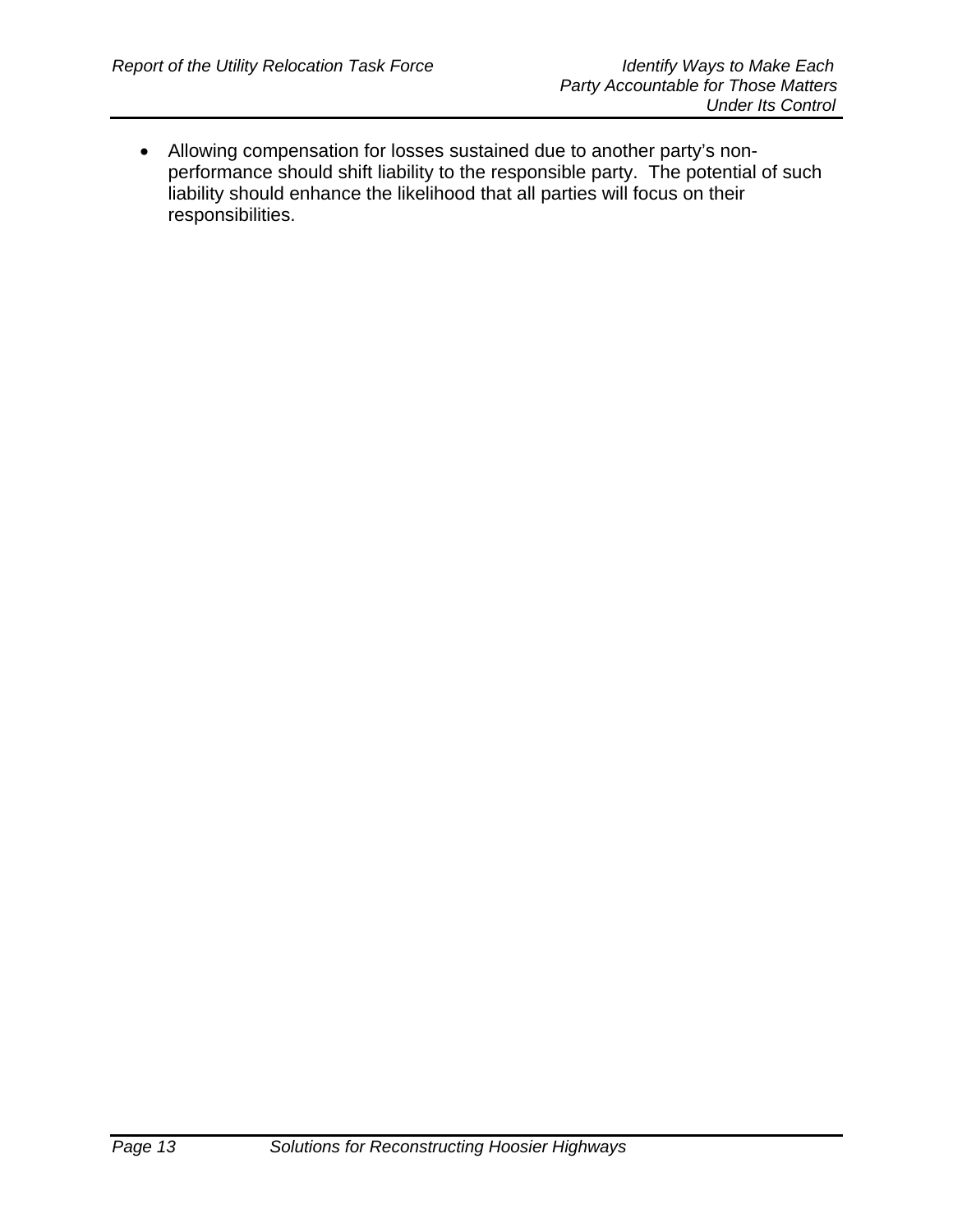- Allowing compensation for losses sustained due to another party's non-performance should shift liability to the responsible party. The potential of such liability should enhance the likelihood that all parties will focus on their responsibilities.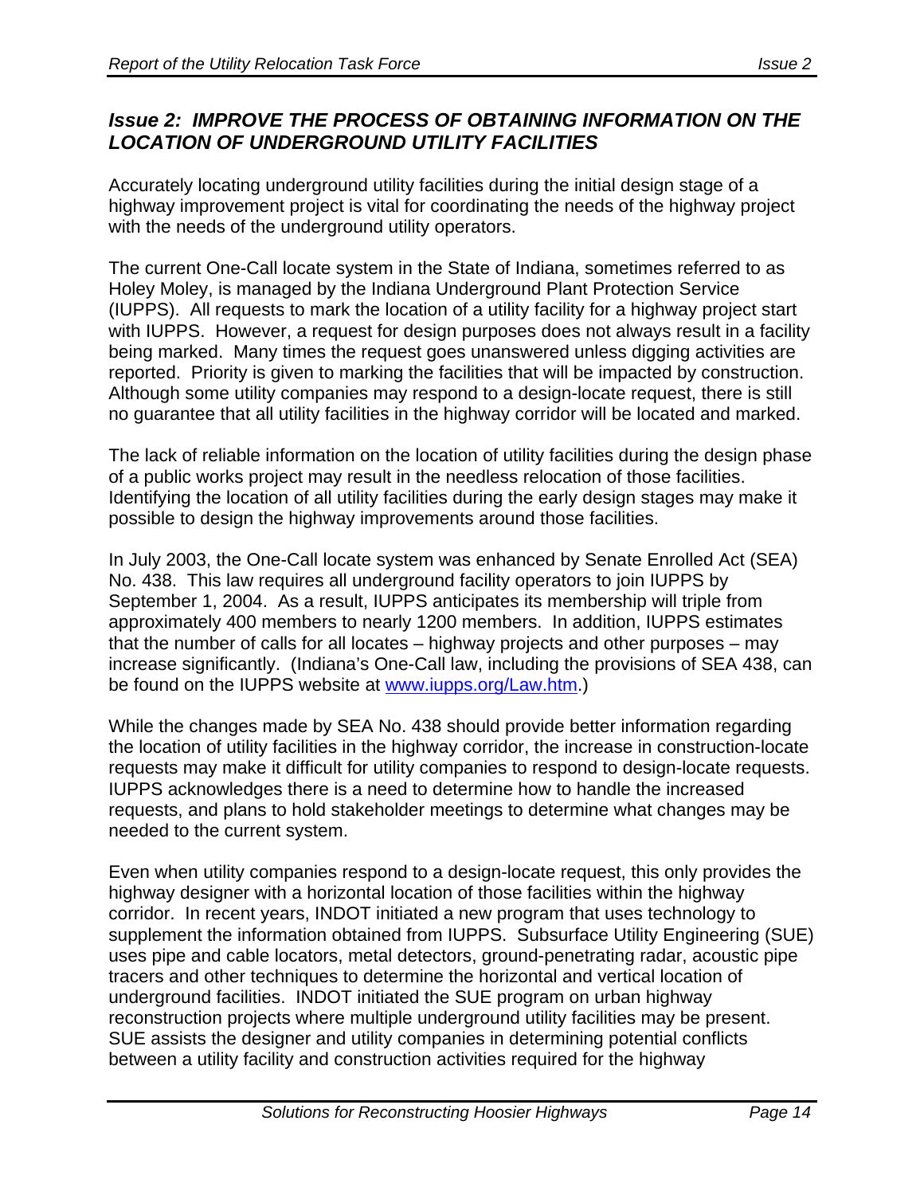## *Issue 2: IMPROVE THE PROCESS OF OBTAINING INFORMATION ON THE LOCATION OF UNDERGROUND UTILITY FACILITIES*

Accurately locating underground utility facilities during the initial design stage of a highway improvement project is vital for coordinating the needs of the highway project with the needs of the underground utility operators.

The current One-Call locate system in the State of Indiana, sometimes referred to as Holey Moley, is managed by the Indiana Underground Plant Protection Service (IUPPS). All requests to mark the location of a utility facility for a highway project start with IUPPS. However, a request for design purposes does not always result in a facility being marked. Many times the request goes unanswered unless digging activities are reported. Priority is given to marking the facilities that will be impacted by construction. Although some utility companies may respond to a design-locate request, there is still no guarantee that all utility facilities in the highway corridor will be located and marked.

The lack of reliable information on the location of utility facilities during the design phase of a public works project may result in the needless relocation of those facilities. Identifying the location of all utility facilities during the early design stages may make it possible to design the highway improvements around those facilities.

In July 2003, the One-Call locate system was enhanced by Senate Enrolled Act (SEA) No. 438. This law requires all underground facility operators to join IUPPS by September 1, 2004. As a result, IUPPS anticipates its membership will triple from approximately 400 members to nearly 1200 members. In addition, IUPPS estimates that the number of calls for all locates – highway projects and other purposes – may increase significantly. (Indiana's One-Call law, including the provisions of SEA 438, can be found on the IUPPS website at [www.iupps.org/Law.htm](www.iupps.org/Law.htm).)

While the changes made by SEA No. 438 should provide better information regarding the location of utility facilities in the highway corridor, the increase in construction-locate requests may make it difficult for utility companies to respond to design-locate requests. IUPPS acknowledges there is a need to determine how to handle the increased requests, and plans to hold stakeholder meetings to determine what changes may be needed to the current system.

Even when utility companies respond to a design-locate request, this only provides the highway designer with a horizontal location of those facilities within the highway corridor. In recent years, INDOT initiated a new program that uses technology to supplement the information obtained from IUPPS. Subsurface Utility Engineering (SUE) uses pipe and cable locators, metal detectors, ground-penetrating radar, acoustic pipe tracers and other techniques to determine the horizontal and vertical location of underground facilities. INDOT initiated the SUE program on urban highway reconstruction projects where multiple underground utility facilities may be present. SUE assists the designer and utility companies in determining potential conflicts between a utility facility and construction activities required for the highway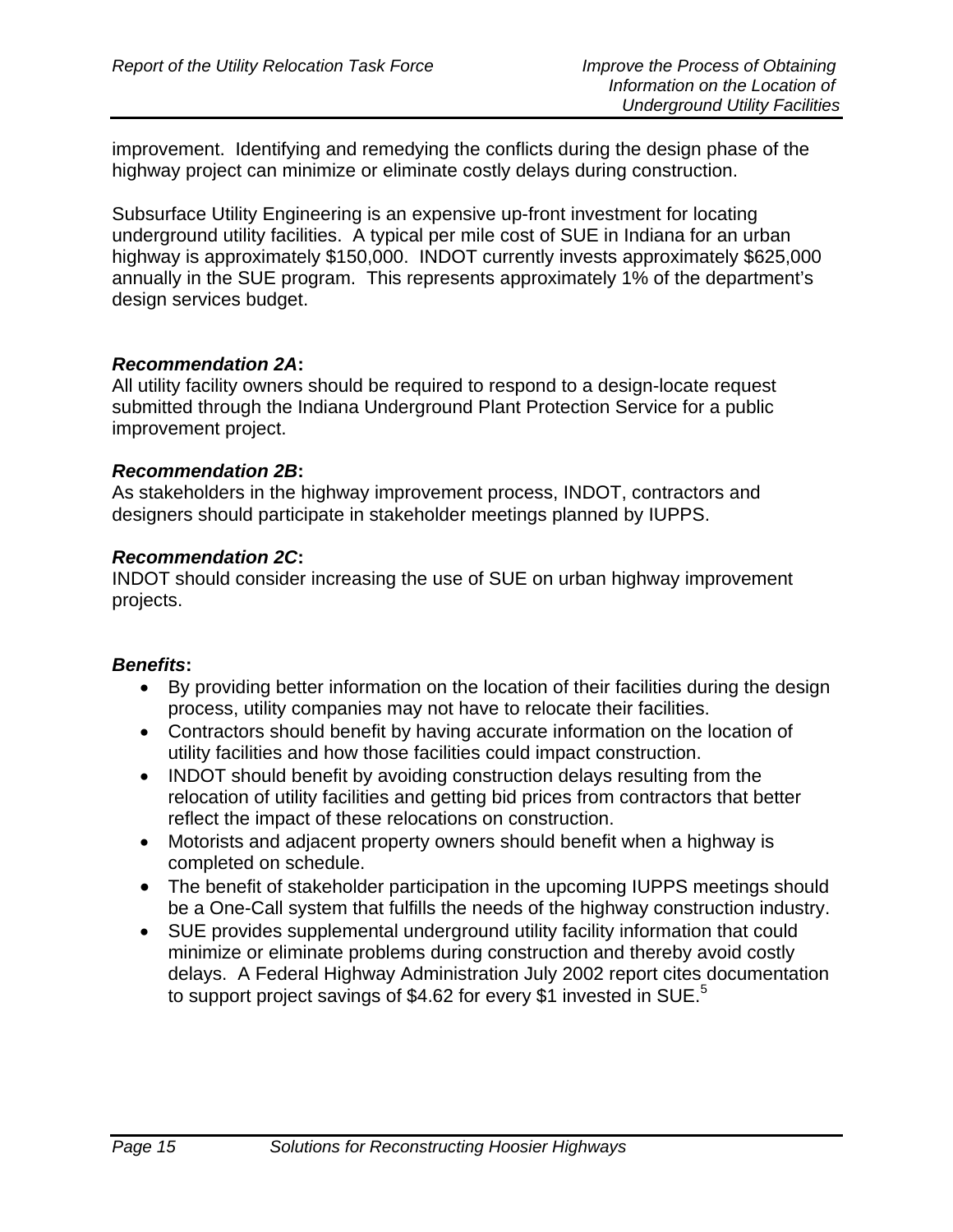improvement. Identifying and remedying the conflicts during the design phase of the highway project can minimize or eliminate costly delays during construction.

Subsurface Utility Engineering is an expensive up-front investment for locating underground utility facilities. A typical per mile cost of SUE in Indiana for an urban highway is approximately $150,000. INDOT currently invests approximately $625,000 annually in the SUE program. This represents approximately 1% of the department's design services budget.

***Recommendation 2A*:**
All utility facility owners should be required to respond to a design-locate request submitted through the Indiana Underground Plant Protection Service for a public improvement project.

***Recommendation 2B*:**
As stakeholders in the highway improvement process, INDOT, contractors and designers should participate in stakeholder meetings planned by IUPPS.

***Recommendation 2C*:**
INDOT should consider increasing the use of SUE on urban highway improvement projects.

***Benefits*:**

- By providing better information on the location of their facilities during the design process, utility companies may not have to relocate their facilities.
- Contractors should benefit by having accurate information on the location of utility facilities and how those facilities could impact construction.
- INDOT should benefit by avoiding construction delays resulting from the relocation of utility facilities and getting bid prices from contractors that better reflect the impact of these relocations on construction.
- Motorists and adjacent property owners should benefit when a highway is completed on schedule.
- The benefit of stakeholder participation in the upcoming IUPPS meetings should be a One-Call system that fulfills the needs of the highway construction industry.
- SUE provides supplemental underground utility facility information that could minimize or eliminate problems during construction and thereby avoid costly delays. A Federal Highway Administration July 2002 report cites documentation to support project savings of $4.62 for every $1 invested in SUE.[5]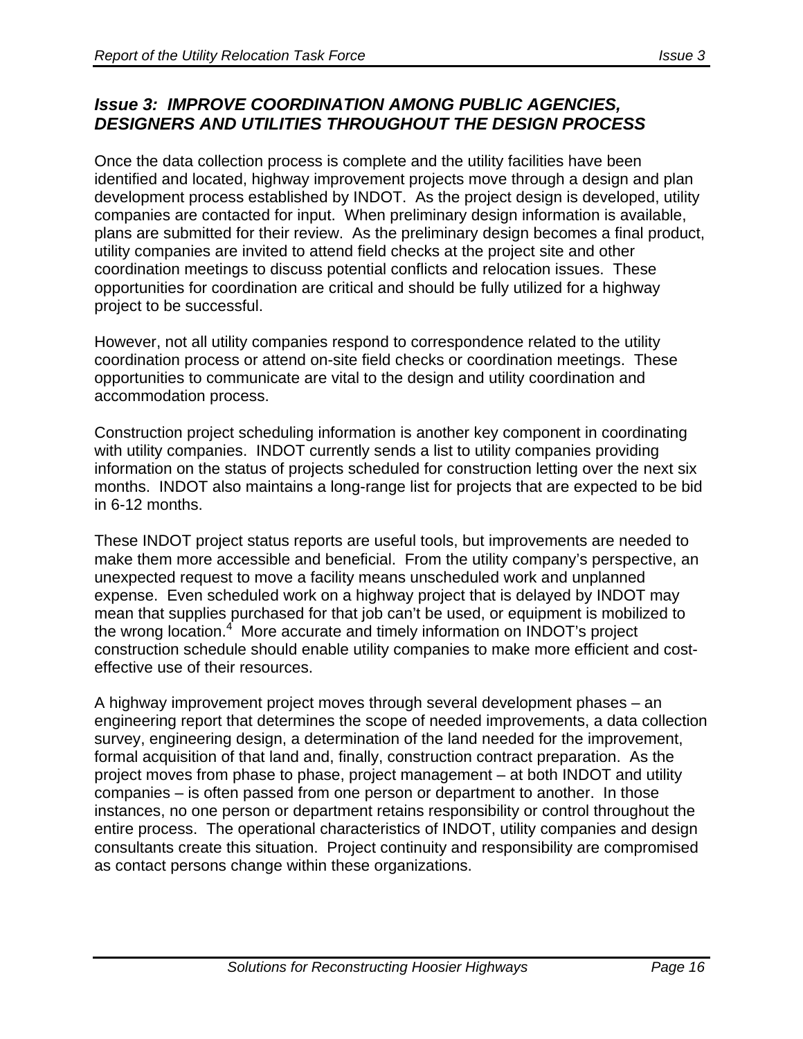## *Issue 3: IMPROVE COORDINATION AMONG PUBLIC AGENCIES, DESIGNERS AND UTILITIES THROUGHOUT THE DESIGN PROCESS*

Once the data collection process is complete and the utility facilities have been identified and located, highway improvement projects move through a design and plan development process established by INDOT. As the project design is developed, utility companies are contacted for input. When preliminary design information is available, plans are submitted for their review. As the preliminary design becomes a final product, utility companies are invited to attend field checks at the project site and other coordination meetings to discuss potential conflicts and relocation issues. These opportunities for coordination are critical and should be fully utilized for a highway project to be successful.

However, not all utility companies respond to correspondence related to the utility coordination process or attend on-site field checks or coordination meetings. These opportunities to communicate are vital to the design and utility coordination and accommodation process.

Construction project scheduling information is another key component in coordinating with utility companies. INDOT currently sends a list to utility companies providing information on the status of projects scheduled for construction letting over the next six months. INDOT also maintains a long-range list for projects that are expected to be bid in 6-12 months.

These INDOT project status reports are useful tools, but improvements are needed to make them more accessible and beneficial. From the utility company's perspective, an unexpected request to move a facility means unscheduled work and unplanned expense. Even scheduled work on a highway project that is delayed by INDOT may mean that supplies purchased for that job can't be used, or equipment is mobilized to the wrong location.[4] More accurate and timely information on INDOT's project construction schedule should enable utility companies to make more efficient and cost-effective use of their resources.

A highway improvement project moves through several development phases – an engineering report that determines the scope of needed improvements, a data collection survey, engineering design, a determination of the land needed for the improvement, formal acquisition of that land and, finally, construction contract preparation. As the project moves from phase to phase, project management – at both INDOT and utility companies – is often passed from one person or department to another. In those instances, no one person or department retains responsibility or control throughout the entire process. The operational characteristics of INDOT, utility companies and design consultants create this situation. Project continuity and responsibility are compromised as contact persons change within these organizations.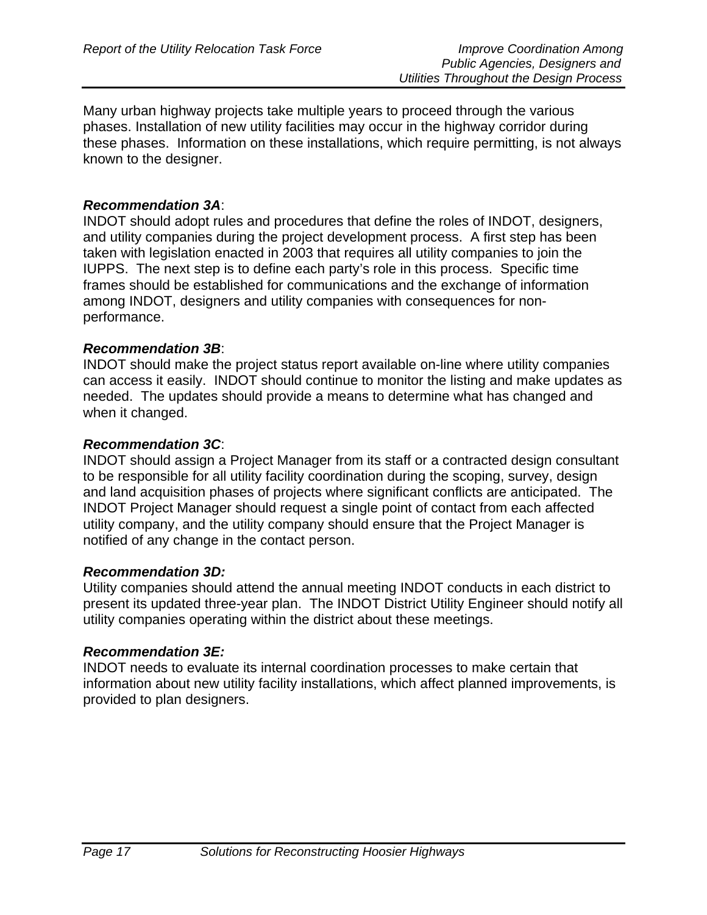Many urban highway projects take multiple years to proceed through the various phases. Installation of new utility facilities may occur in the highway corridor during these phases. Information on these installations, which require permitting, is not always known to the designer.

***Recommendation 3A***:
INDOT should adopt rules and procedures that define the roles of INDOT, designers, and utility companies during the project development process. A first step has been taken with legislation enacted in 2003 that requires all utility companies to join the IUPPS. The next step is to define each party's role in this process. Specific time frames should be established for communications and the exchange of information among INDOT, designers and utility companies with consequences for non-performance.

***Recommendation 3B***:
INDOT should make the project status report available on-line where utility companies can access it easily. INDOT should continue to monitor the listing and make updates as needed. The updates should provide a means to determine what has changed and when it changed.

***Recommendation 3C***:
INDOT should assign a Project Manager from its staff or a contracted design consultant to be responsible for all utility facility coordination during the scoping, survey, design and land acquisition phases of projects where significant conflicts are anticipated. The INDOT Project Manager should request a single point of contact from each affected utility company, and the utility company should ensure that the Project Manager is notified of any change in the contact person.

***Recommendation 3D:***
Utility companies should attend the annual meeting INDOT conducts in each district to present its updated three-year plan. The INDOT District Utility Engineer should notify all utility companies operating within the district about these meetings.

***Recommendation 3E:***
INDOT needs to evaluate its internal coordination processes to make certain that information about new utility facility installations, which affect planned improvements, is provided to plan designers.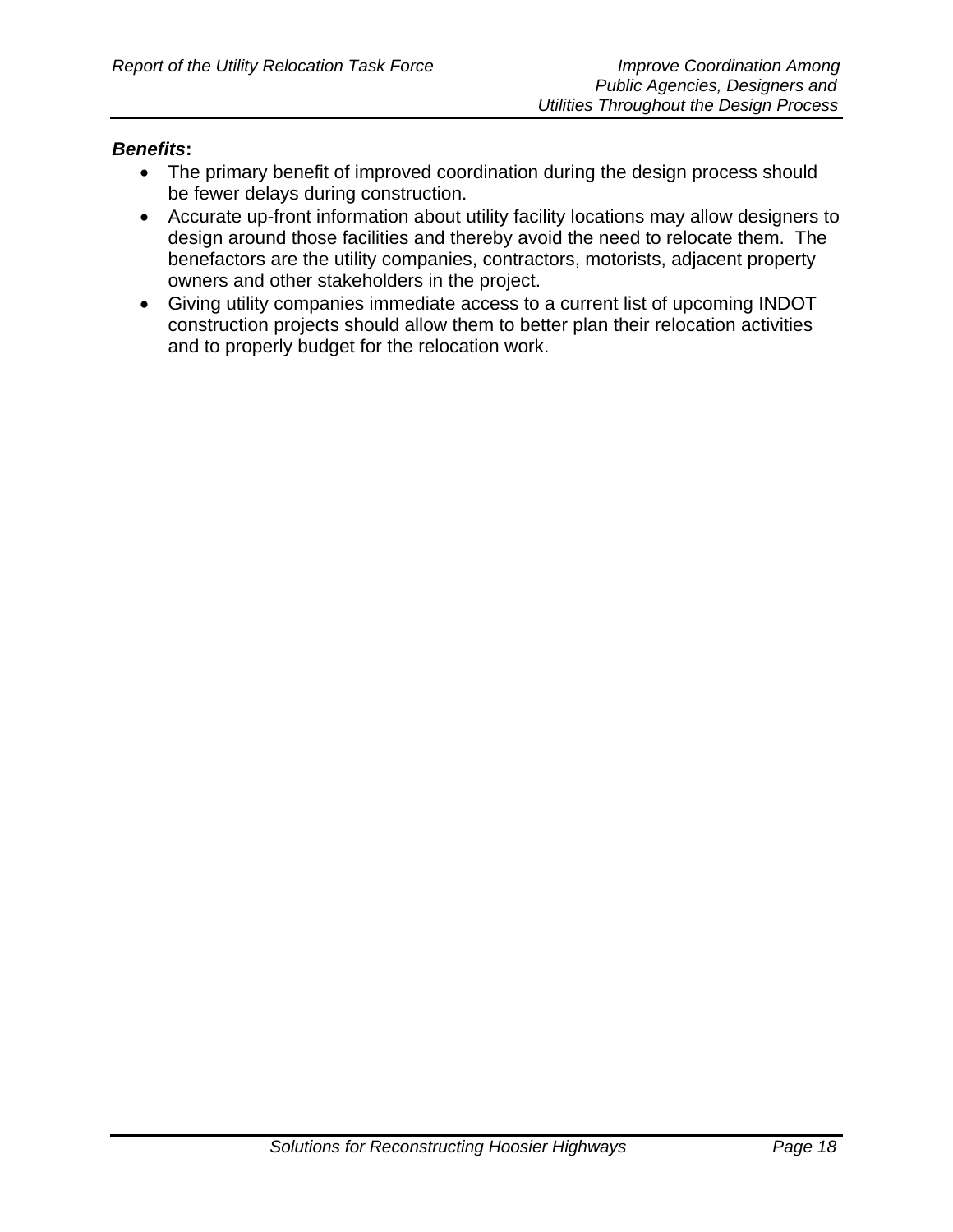***Benefits*:**

- The primary benefit of improved coordination during the design process should be fewer delays during construction.
- Accurate up-front information about utility facility locations may allow designers to design around those facilities and thereby avoid the need to relocate them. The benefactors are the utility companies, contractors, motorists, adjacent property owners and other stakeholders in the project.
- Giving utility companies immediate access to a current list of upcoming INDOT construction projects should allow them to better plan their relocation activities and to properly budget for the relocation work.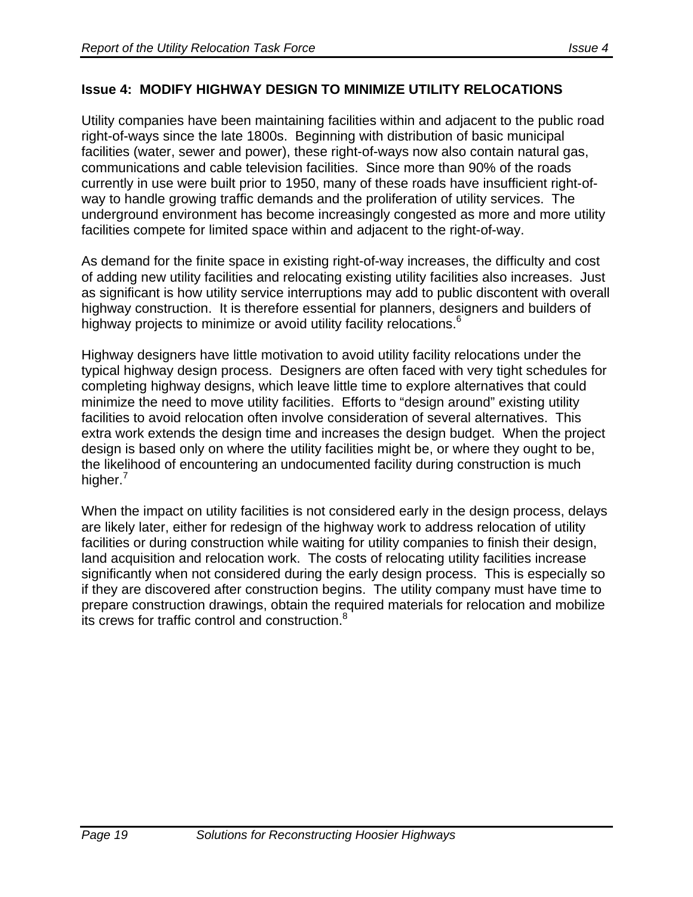## Issue 4: MODIFY HIGHWAY DESIGN TO MINIMIZE UTILITY RELOCATIONS

Utility companies have been maintaining facilities within and adjacent to the public road right-of-ways since the late 1800s. Beginning with distribution of basic municipal facilities (water, sewer and power), these right-of-ways now also contain natural gas, communications and cable television facilities. Since more than 90% of the roads currently in use were built prior to 1950, many of these roads have insufficient right-of-way to handle growing traffic demands and the proliferation of utility services. The underground environment has become increasingly congested as more and more utility facilities compete for limited space within and adjacent to the right-of-way.

As demand for the finite space in existing right-of-way increases, the difficulty and cost of adding new utility facilities and relocating existing utility facilities also increases. Just as significant is how utility service interruptions may add to public discontent with overall highway construction. It is therefore essential for planners, designers and builders of highway projects to minimize or avoid utility facility relocations.[6]

Highway designers have little motivation to avoid utility facility relocations under the typical highway design process. Designers are often faced with very tight schedules for completing highway designs, which leave little time to explore alternatives that could minimize the need to move utility facilities. Efforts to "design around" existing utility facilities to avoid relocation often involve consideration of several alternatives. This extra work extends the design time and increases the design budget. When the project design is based only on where the utility facilities might be, or where they ought to be, the likelihood of encountering an undocumented facility during construction is much higher.[7]

When the impact on utility facilities is not considered early in the design process, delays are likely later, either for redesign of the highway work to address relocation of utility facilities or during construction while waiting for utility companies to finish their design, land acquisition and relocation work. The costs of relocating utility facilities increase significantly when not considered during the early design process. This is especially so if they are discovered after construction begins. The utility company must have time to prepare construction drawings, obtain the required materials for relocation and mobilize its crews for traffic control and construction.[8]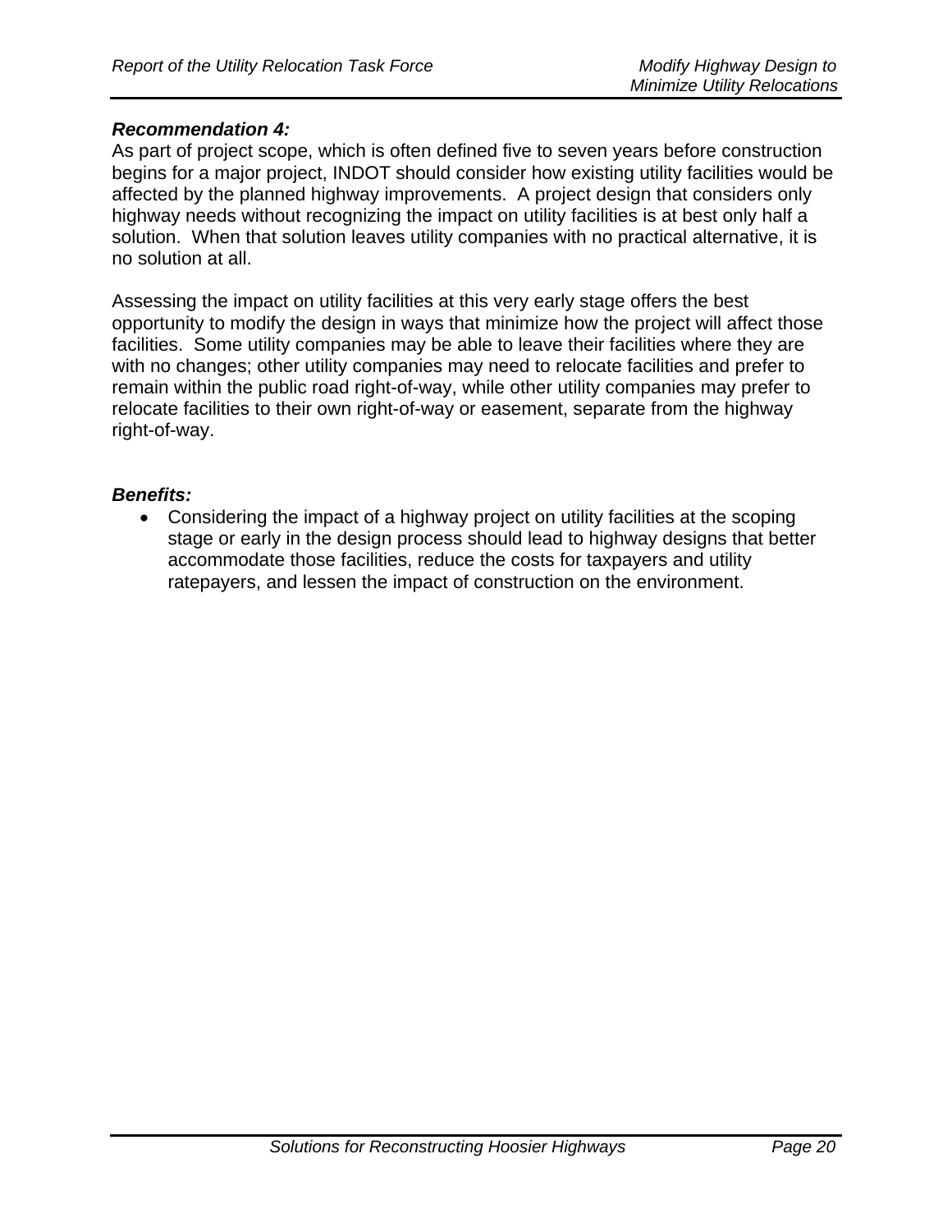***Recommendation 4:***

As part of project scope, which is often defined five to seven years before construction begins for a major project, INDOT should consider how existing utility facilities would be affected by the planned highway improvements. A project design that considers only highway needs without recognizing the impact on utility facilities is at best only half a solution. When that solution leaves utility companies with no practical alternative, it is no solution at all.

Assessing the impact on utility facilities at this very early stage offers the best opportunity to modify the design in ways that minimize how the project will affect those facilities. Some utility companies may be able to leave their facilities where they are with no changes; other utility companies may need to relocate facilities and prefer to remain within the public road right-of-way, while other utility companies may prefer to relocate facilities to their own right-of-way or easement, separate from the highway right-of-way.

***Benefits:***

- Considering the impact of a highway project on utility facilities at the scoping stage or early in the design process should lead to highway designs that better accommodate those facilities, reduce the costs for taxpayers and utility ratepayers, and lessen the impact of construction on the environment.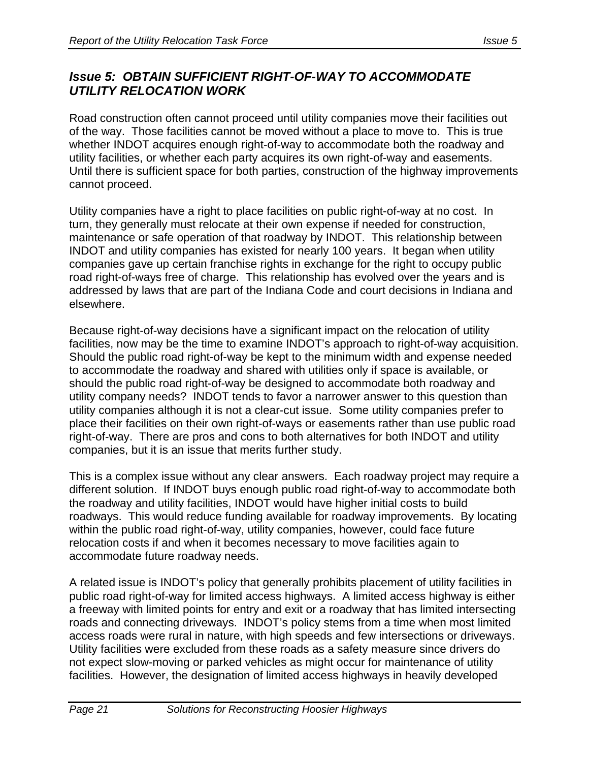## *Issue 5: OBTAIN SUFFICIENT RIGHT-OF-WAY TO ACCOMMODATE UTILITY RELOCATION WORK*

Road construction often cannot proceed until utility companies move their facilities out of the way. Those facilities cannot be moved without a place to move to. This is true whether INDOT acquires enough right-of-way to accommodate both the roadway and utility facilities, or whether each party acquires its own right-of-way and easements. Until there is sufficient space for both parties, construction of the highway improvements cannot proceed.

Utility companies have a right to place facilities on public right-of-way at no cost. In turn, they generally must relocate at their own expense if needed for construction, maintenance or safe operation of that roadway by INDOT. This relationship between INDOT and utility companies has existed for nearly 100 years. It began when utility companies gave up certain franchise rights in exchange for the right to occupy public road right-of-ways free of charge. This relationship has evolved over the years and is addressed by laws that are part of the Indiana Code and court decisions in Indiana and elsewhere.

Because right-of-way decisions have a significant impact on the relocation of utility facilities, now may be the time to examine INDOT's approach to right-of-way acquisition. Should the public road right-of-way be kept to the minimum width and expense needed to accommodate the roadway and shared with utilities only if space is available, or should the public road right-of-way be designed to accommodate both roadway and utility company needs? INDOT tends to favor a narrower answer to this question than utility companies although it is not a clear-cut issue. Some utility companies prefer to place their facilities on their own right-of-ways or easements rather than use public road right-of-way. There are pros and cons to both alternatives for both INDOT and utility companies, but it is an issue that merits further study.

This is a complex issue without any clear answers. Each roadway project may require a different solution. If INDOT buys enough public road right-of-way to accommodate both the roadway and utility facilities, INDOT would have higher initial costs to build roadways. This would reduce funding available for roadway improvements. By locating within the public road right-of-way, utility companies, however, could face future relocation costs if and when it becomes necessary to move facilities again to accommodate future roadway needs.

A related issue is INDOT's policy that generally prohibits placement of utility facilities in public road right-of-way for limited access highways. A limited access highway is either a freeway with limited points for entry and exit or a roadway that has limited intersecting roads and connecting driveways. INDOT's policy stems from a time when most limited access roads were rural in nature, with high speeds and few intersections or driveways. Utility facilities were excluded from these roads as a safety measure since drivers do not expect slow-moving or parked vehicles as might occur for maintenance of utility facilities. However, the designation of limited access highways in heavily developed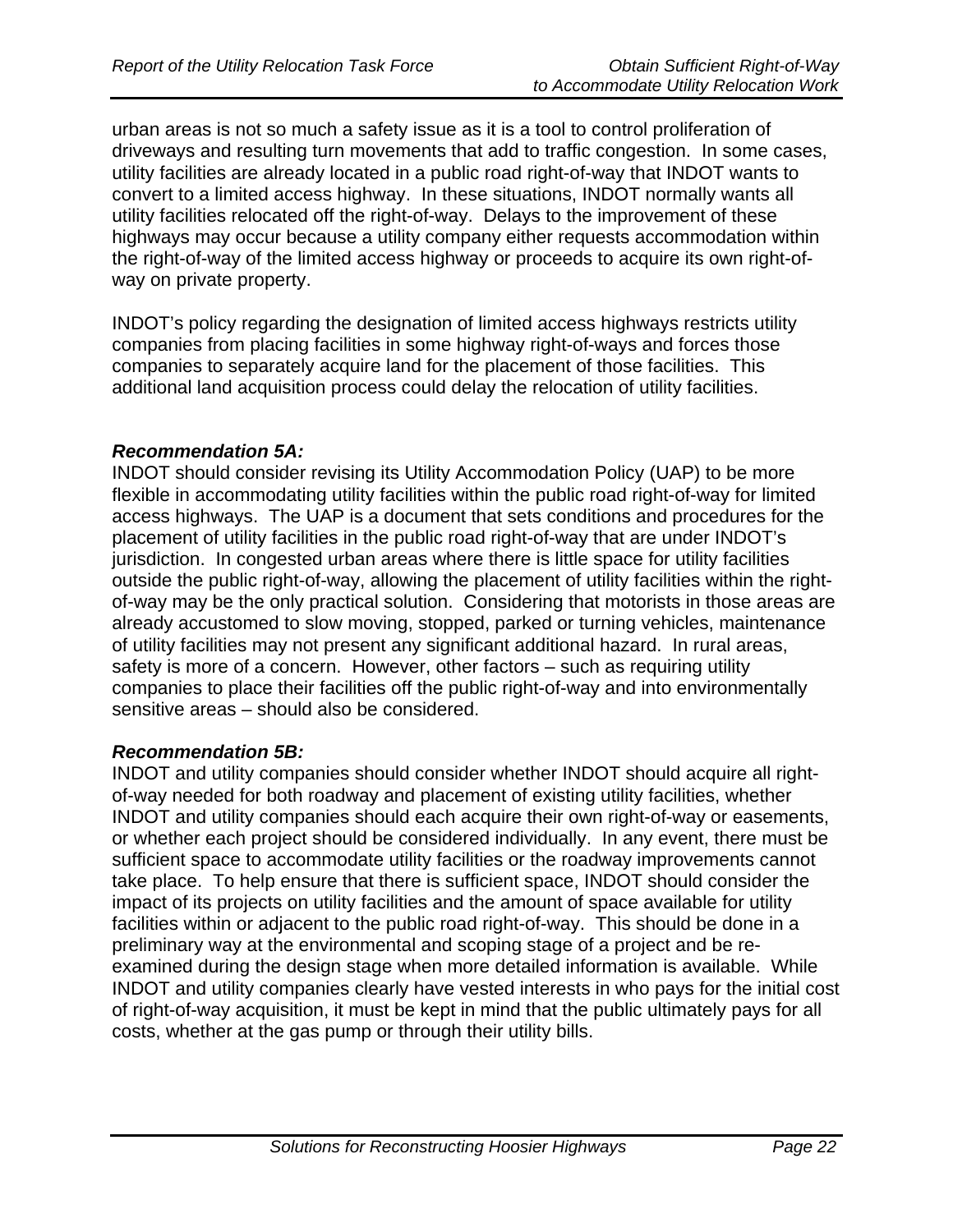urban areas is not so much a safety issue as it is a tool to control proliferation of driveways and resulting turn movements that add to traffic congestion. In some cases, utility facilities are already located in a public road right-of-way that INDOT wants to convert to a limited access highway. In these situations, INDOT normally wants all utility facilities relocated off the right-of-way. Delays to the improvement of these highways may occur because a utility company either requests accommodation within the right-of-way of the limited access highway or proceeds to acquire its own right-of-way on private property.

INDOT's policy regarding the designation of limited access highways restricts utility companies from placing facilities in some highway right-of-ways and forces those companies to separately acquire land for the placement of those facilities. This additional land acquisition process could delay the relocation of utility facilities.

***Recommendation 5A:***

INDOT should consider revising its Utility Accommodation Policy (UAP) to be more flexible in accommodating utility facilities within the public road right-of-way for limited access highways. The UAP is a document that sets conditions and procedures for the placement of utility facilities in the public road right-of-way that are under INDOT's jurisdiction. In congested urban areas where there is little space for utility facilities outside the public right-of-way, allowing the placement of utility facilities within the right-of-way may be the only practical solution. Considering that motorists in those areas are already accustomed to slow moving, stopped, parked or turning vehicles, maintenance of utility facilities may not present any significant additional hazard. In rural areas, safety is more of a concern. However, other factors – such as requiring utility companies to place their facilities off the public right-of-way and into environmentally sensitive areas – should also be considered.

***Recommendation 5B:***

INDOT and utility companies should consider whether INDOT should acquire all right-of-way needed for both roadway and placement of existing utility facilities, whether INDOT and utility companies should each acquire their own right-of-way or easements, or whether each project should be considered individually. In any event, there must be sufficient space to accommodate utility facilities or the roadway improvements cannot take place. To help ensure that there is sufficient space, INDOT should consider the impact of its projects on utility facilities and the amount of space available for utility facilities within or adjacent to the public road right-of-way. This should be done in a preliminary way at the environmental and scoping stage of a project and be re-examined during the design stage when more detailed information is available. While INDOT and utility companies clearly have vested interests in who pays for the initial cost of right-of-way acquisition, it must be kept in mind that the public ultimately pays for all costs, whether at the gas pump or through their utility bills.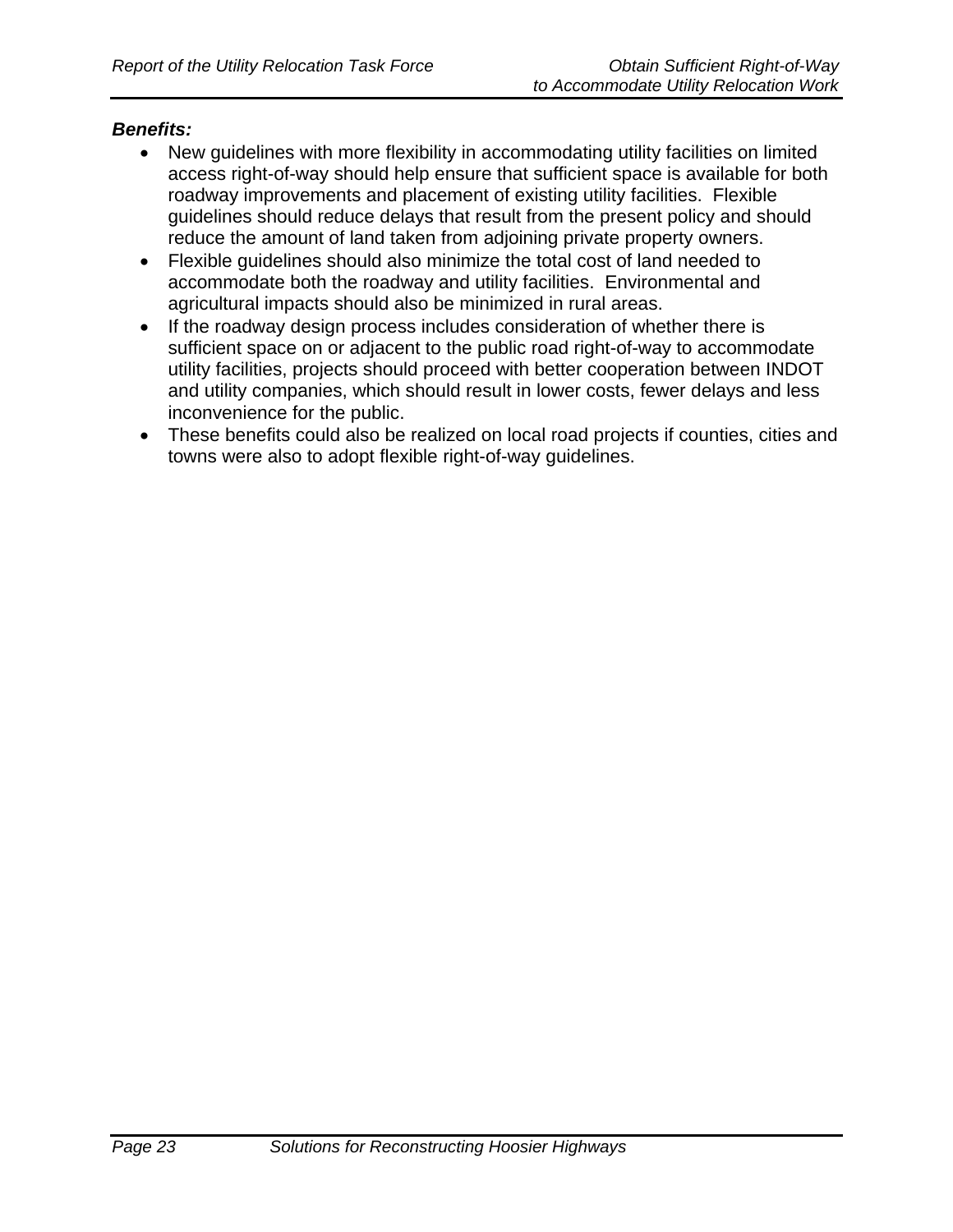***Benefits:***

- New guidelines with more flexibility in accommodating utility facilities on limited access right-of-way should help ensure that sufficient space is available for both roadway improvements and placement of existing utility facilities. Flexible guidelines should reduce delays that result from the present policy and should reduce the amount of land taken from adjoining private property owners.
- Flexible guidelines should also minimize the total cost of land needed to accommodate both the roadway and utility facilities. Environmental and agricultural impacts should also be minimized in rural areas.
- If the roadway design process includes consideration of whether there is sufficient space on or adjacent to the public road right-of-way to accommodate utility facilities, projects should proceed with better cooperation between INDOT and utility companies, which should result in lower costs, fewer delays and less inconvenience for the public.
- These benefits could also be realized on local road projects if counties, cities and towns were also to adopt flexible right-of-way guidelines.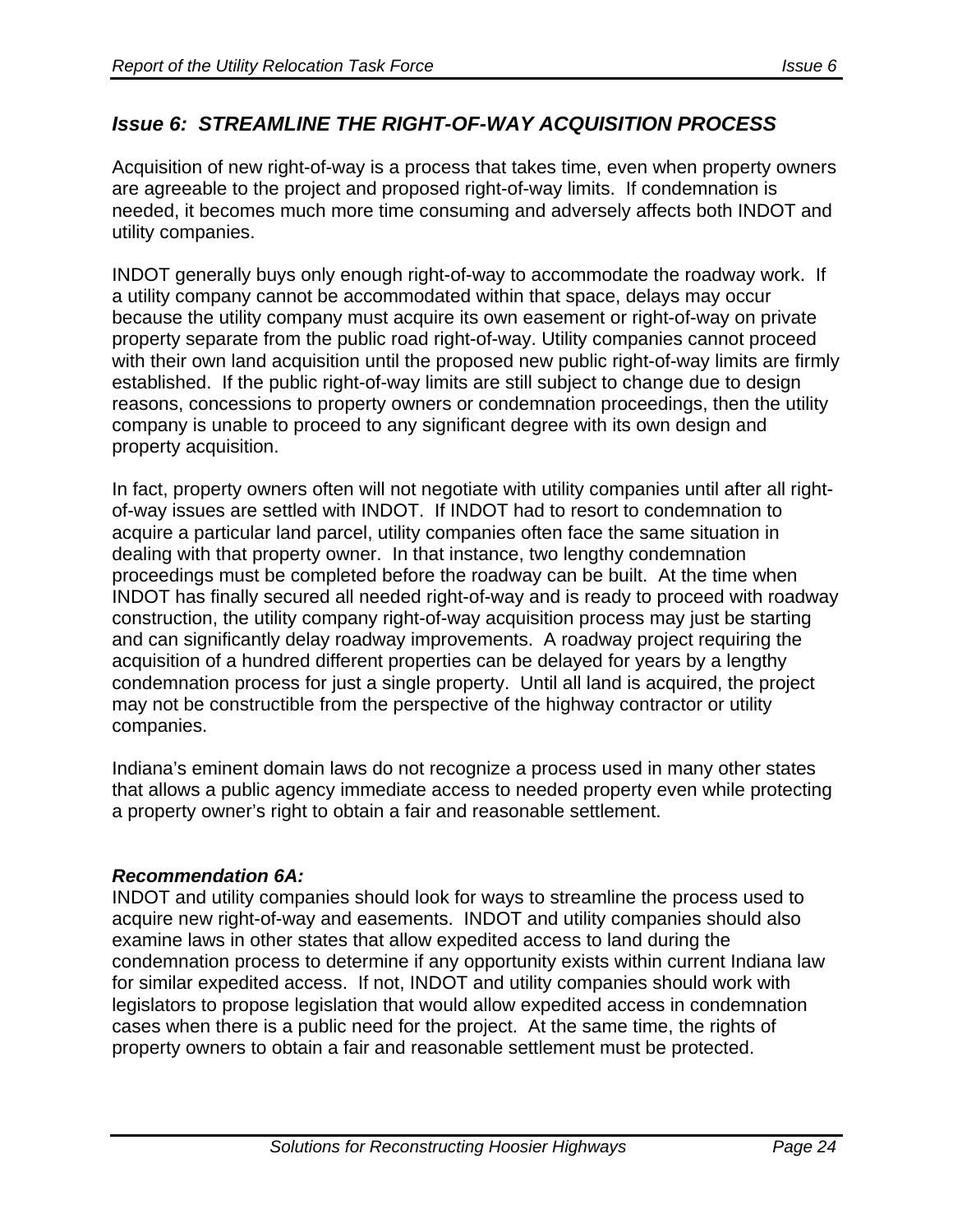## *Issue 6: STREAMLINE THE RIGHT-OF-WAY ACQUISITION PROCESS*

Acquisition of new right-of-way is a process that takes time, even when property owners are agreeable to the project and proposed right-of-way limits. If condemnation is needed, it becomes much more time consuming and adversely affects both INDOT and utility companies.

INDOT generally buys only enough right-of-way to accommodate the roadway work. If a utility company cannot be accommodated within that space, delays may occur because the utility company must acquire its own easement or right-of-way on private property separate from the public road right-of-way. Utility companies cannot proceed with their own land acquisition until the proposed new public right-of-way limits are firmly established. If the public right-of-way limits are still subject to change due to design reasons, concessions to property owners or condemnation proceedings, then the utility company is unable to proceed to any significant degree with its own design and property acquisition.

In fact, property owners often will not negotiate with utility companies until after all right-of-way issues are settled with INDOT. If INDOT had to resort to condemnation to acquire a particular land parcel, utility companies often face the same situation in dealing with that property owner. In that instance, two lengthy condemnation proceedings must be completed before the roadway can be built. At the time when INDOT has finally secured all needed right-of-way and is ready to proceed with roadway construction, the utility company right-of-way acquisition process may just be starting and can significantly delay roadway improvements. A roadway project requiring the acquisition of a hundred different properties can be delayed for years by a lengthy condemnation process for just a single property. Until all land is acquired, the project may not be constructible from the perspective of the highway contractor or utility companies.

Indiana's eminent domain laws do not recognize a process used in many other states that allows a public agency immediate access to needed property even while protecting a property owner's right to obtain a fair and reasonable settlement.

***Recommendation 6A:***
INDOT and utility companies should look for ways to streamline the process used to acquire new right-of-way and easements. INDOT and utility companies should also examine laws in other states that allow expedited access to land during the condemnation process to determine if any opportunity exists within current Indiana law for similar expedited access. If not, INDOT and utility companies should work with legislators to propose legislation that would allow expedited access in condemnation cases when there is a public need for the project. At the same time, the rights of property owners to obtain a fair and reasonable settlement must be protected.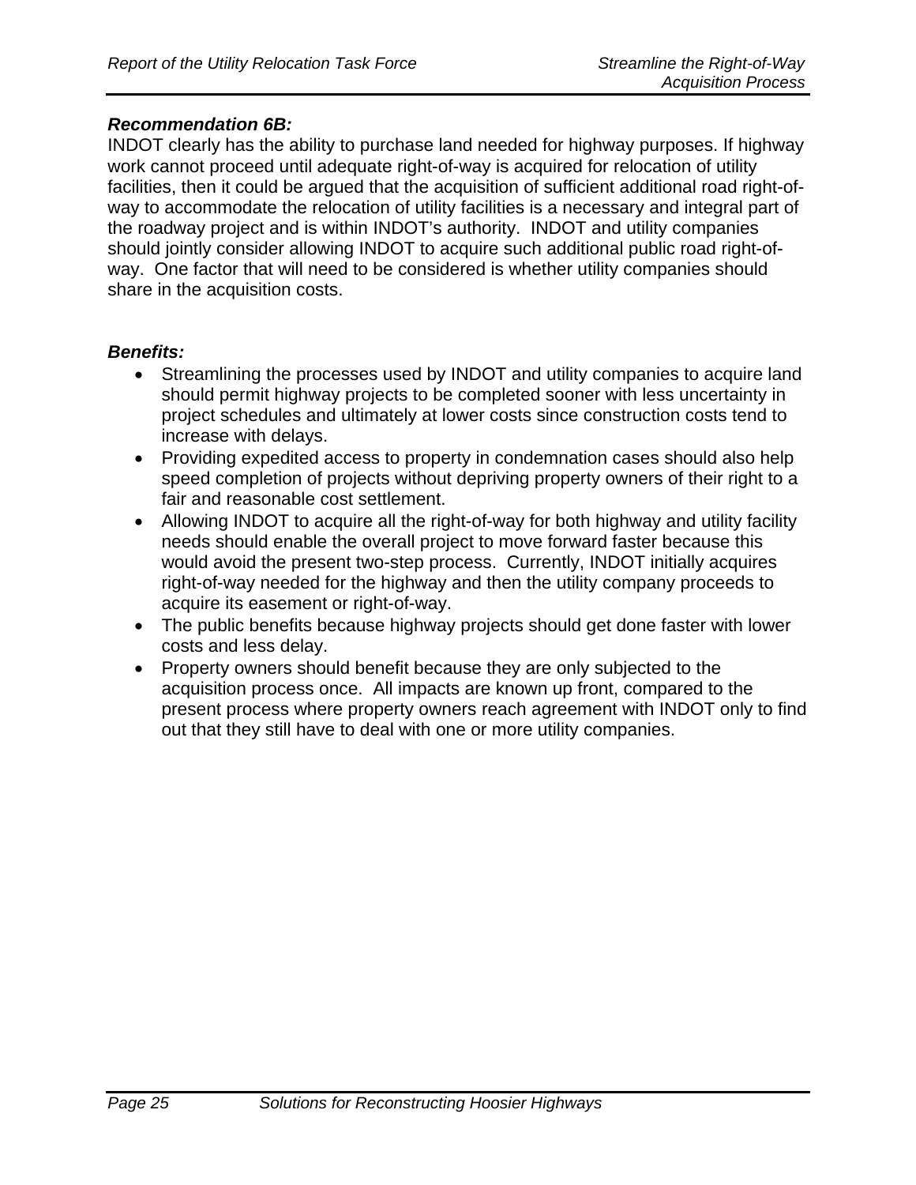***Recommendation 6B:***

INDOT clearly has the ability to purchase land needed for highway purposes. If highway work cannot proceed until adequate right-of-way is acquired for relocation of utility facilities, then it could be argued that the acquisition of sufficient additional road right-of-way to accommodate the relocation of utility facilities is a necessary and integral part of the roadway project and is within INDOT's authority. INDOT and utility companies should jointly consider allowing INDOT to acquire such additional public road right-of-way. One factor that will need to be considered is whether utility companies should share in the acquisition costs.

***Benefits:***

- Streamlining the processes used by INDOT and utility companies to acquire land should permit highway projects to be completed sooner with less uncertainty in project schedules and ultimately at lower costs since construction costs tend to increase with delays.
- Providing expedited access to property in condemnation cases should also help speed completion of projects without depriving property owners of their right to a fair and reasonable cost settlement.
- Allowing INDOT to acquire all the right-of-way for both highway and utility facility needs should enable the overall project to move forward faster because this would avoid the present two-step process. Currently, INDOT initially acquires right-of-way needed for the highway and then the utility company proceeds to acquire its easement or right-of-way.
- The public benefits because highway projects should get done faster with lower costs and less delay.
- Property owners should benefit because they are only subjected to the acquisition process once. All impacts are known up front, compared to the present process where property owners reach agreement with INDOT only to find out that they still have to deal with one or more utility companies.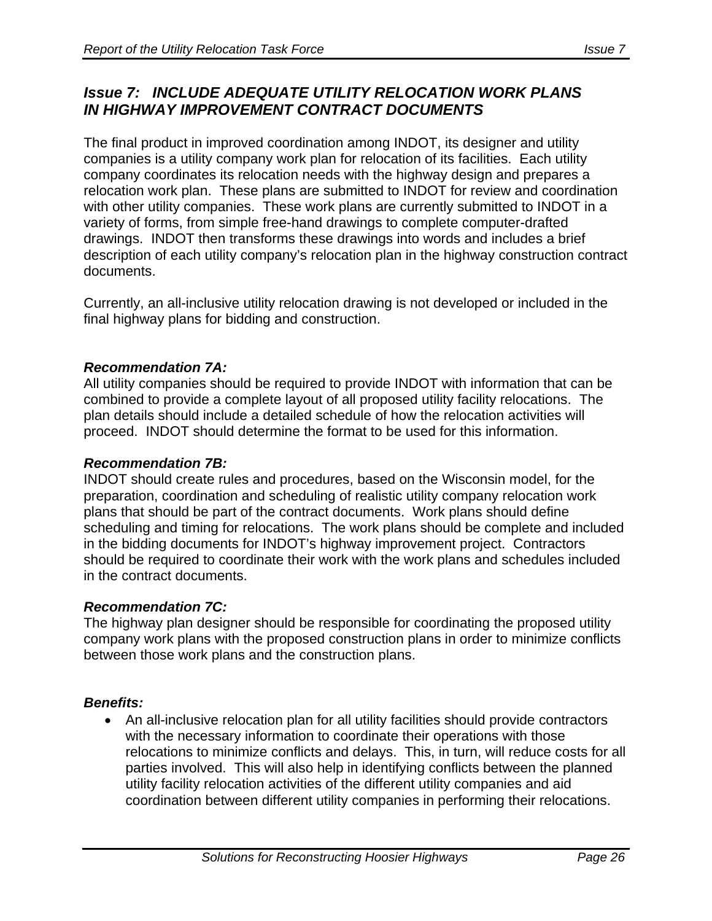## *Issue 7: INCLUDE ADEQUATE UTILITY RELOCATION WORK PLANS IN HIGHWAY IMPROVEMENT CONTRACT DOCUMENTS*

The final product in improved coordination among INDOT, its designer and utility companies is a utility company work plan for relocation of its facilities. Each utility company coordinates its relocation needs with the highway design and prepares a relocation work plan. These plans are submitted to INDOT for review and coordination with other utility companies. These work plans are currently submitted to INDOT in a variety of forms, from simple free-hand drawings to complete computer-drafted drawings. INDOT then transforms these drawings into words and includes a brief description of each utility company's relocation plan in the highway construction contract documents.

Currently, an all-inclusive utility relocation drawing is not developed or included in the final highway plans for bidding and construction.

***Recommendation 7A:***
All utility companies should be required to provide INDOT with information that can be combined to provide a complete layout of all proposed utility facility relocations. The plan details should include a detailed schedule of how the relocation activities will proceed. INDOT should determine the format to be used for this information.

***Recommendation 7B:***
INDOT should create rules and procedures, based on the Wisconsin model, for the preparation, coordination and scheduling of realistic utility company relocation work plans that should be part of the contract documents. Work plans should define scheduling and timing for relocations. The work plans should be complete and included in the bidding documents for INDOT's highway improvement project. Contractors should be required to coordinate their work with the work plans and schedules included in the contract documents.

***Recommendation 7C:***
The highway plan designer should be responsible for coordinating the proposed utility company work plans with the proposed construction plans in order to minimize conflicts between those work plans and the construction plans.

***Benefits:***

- An all-inclusive relocation plan for all utility facilities should provide contractors with the necessary information to coordinate their operations with those relocations to minimize conflicts and delays. This, in turn, will reduce costs for all parties involved. This will also help in identifying conflicts between the planned utility facility relocation activities of the different utility companies and aid coordination between different utility companies in performing their relocations.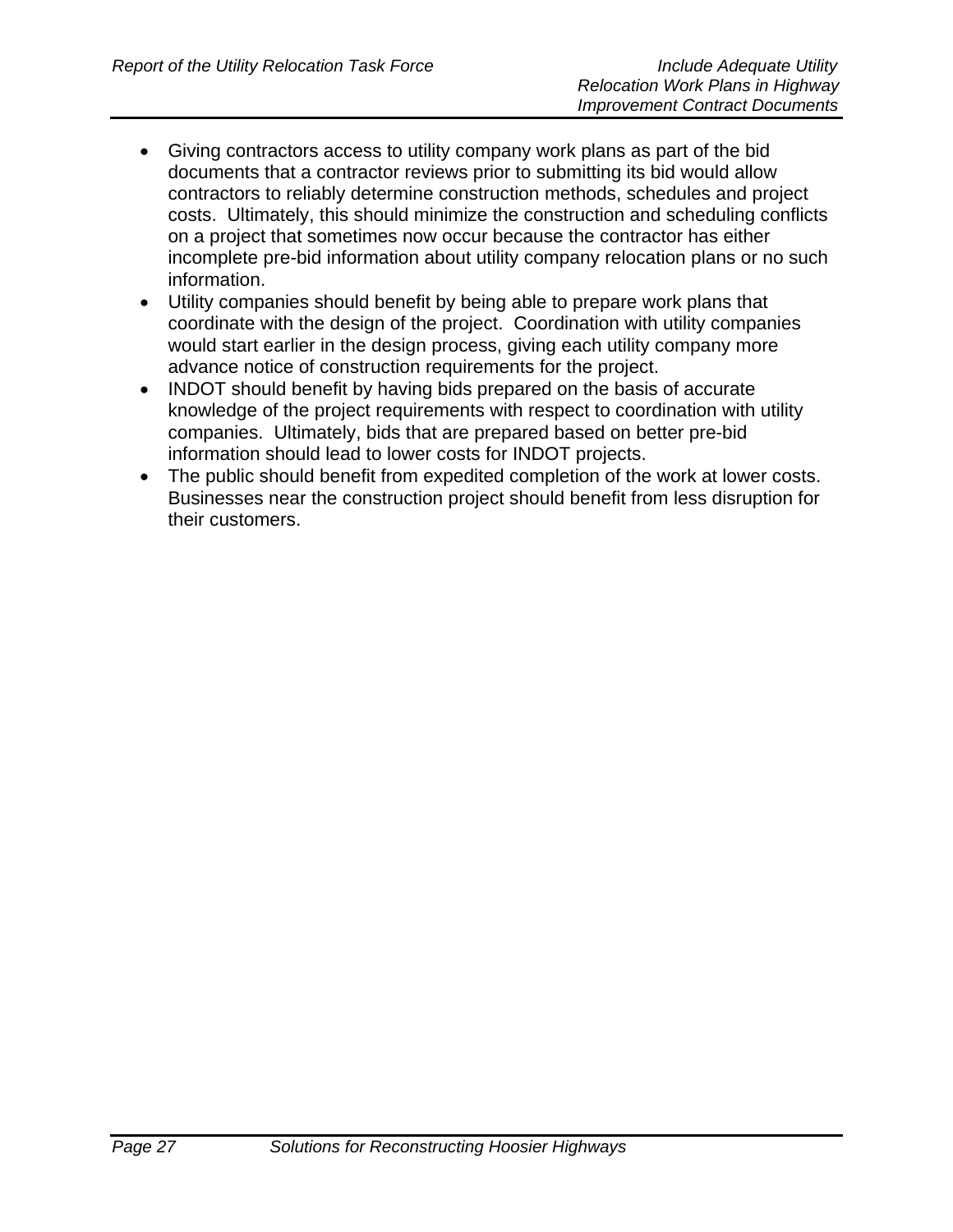- Giving contractors access to utility company work plans as part of the bid documents that a contractor reviews prior to submitting its bid would allow contractors to reliably determine construction methods, schedules and project costs. Ultimately, this should minimize the construction and scheduling conflicts on a project that sometimes now occur because the contractor has either incomplete pre-bid information about utility company relocation plans or no such information.
- Utility companies should benefit by being able to prepare work plans that coordinate with the design of the project. Coordination with utility companies would start earlier in the design process, giving each utility company more advance notice of construction requirements for the project.
- INDOT should benefit by having bids prepared on the basis of accurate knowledge of the project requirements with respect to coordination with utility companies. Ultimately, bids that are prepared based on better pre-bid information should lead to lower costs for INDOT projects.
- The public should benefit from expedited completion of the work at lower costs. Businesses near the construction project should benefit from less disruption for their customers.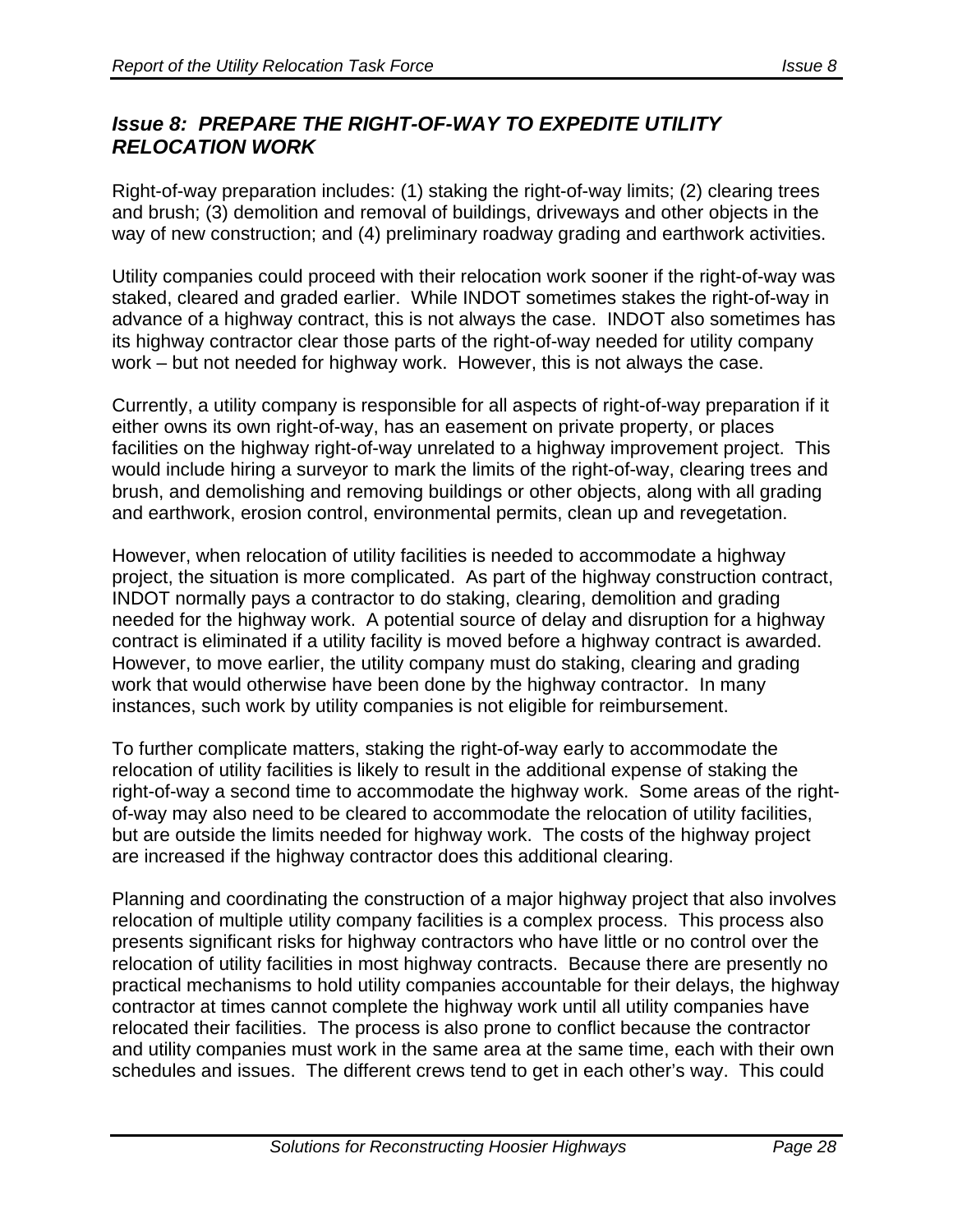## *Issue 8: PREPARE THE RIGHT-OF-WAY TO EXPEDITE UTILITY RELOCATION WORK*

Right-of-way preparation includes: (1) staking the right-of-way limits; (2) clearing trees and brush; (3) demolition and removal of buildings, driveways and other objects in the way of new construction; and (4) preliminary roadway grading and earthwork activities.

Utility companies could proceed with their relocation work sooner if the right-of-way was staked, cleared and graded earlier. While INDOT sometimes stakes the right-of-way in advance of a highway contract, this is not always the case. INDOT also sometimes has its highway contractor clear those parts of the right-of-way needed for utility company work – but not needed for highway work. However, this is not always the case.

Currently, a utility company is responsible for all aspects of right-of-way preparation if it either owns its own right-of-way, has an easement on private property, or places facilities on the highway right-of-way unrelated to a highway improvement project. This would include hiring a surveyor to mark the limits of the right-of-way, clearing trees and brush, and demolishing and removing buildings or other objects, along with all grading and earthwork, erosion control, environmental permits, clean up and revegetation.

However, when relocation of utility facilities is needed to accommodate a highway project, the situation is more complicated. As part of the highway construction contract, INDOT normally pays a contractor to do staking, clearing, demolition and grading needed for the highway work. A potential source of delay and disruption for a highway contract is eliminated if a utility facility is moved before a highway contract is awarded. However, to move earlier, the utility company must do staking, clearing and grading work that would otherwise have been done by the highway contractor. In many instances, such work by utility companies is not eligible for reimbursement.

To further complicate matters, staking the right-of-way early to accommodate the relocation of utility facilities is likely to result in the additional expense of staking the right-of-way a second time to accommodate the highway work. Some areas of the right-of-way may also need to be cleared to accommodate the relocation of utility facilities, but are outside the limits needed for highway work. The costs of the highway project are increased if the highway contractor does this additional clearing.

Planning and coordinating the construction of a major highway project that also involves relocation of multiple utility company facilities is a complex process. This process also presents significant risks for highway contractors who have little or no control over the relocation of utility facilities in most highway contracts. Because there are presently no practical mechanisms to hold utility companies accountable for their delays, the highway contractor at times cannot complete the highway work until all utility companies have relocated their facilities. The process is also prone to conflict because the contractor and utility companies must work in the same area at the same time, each with their own schedules and issues. The different crews tend to get in each other's way. This could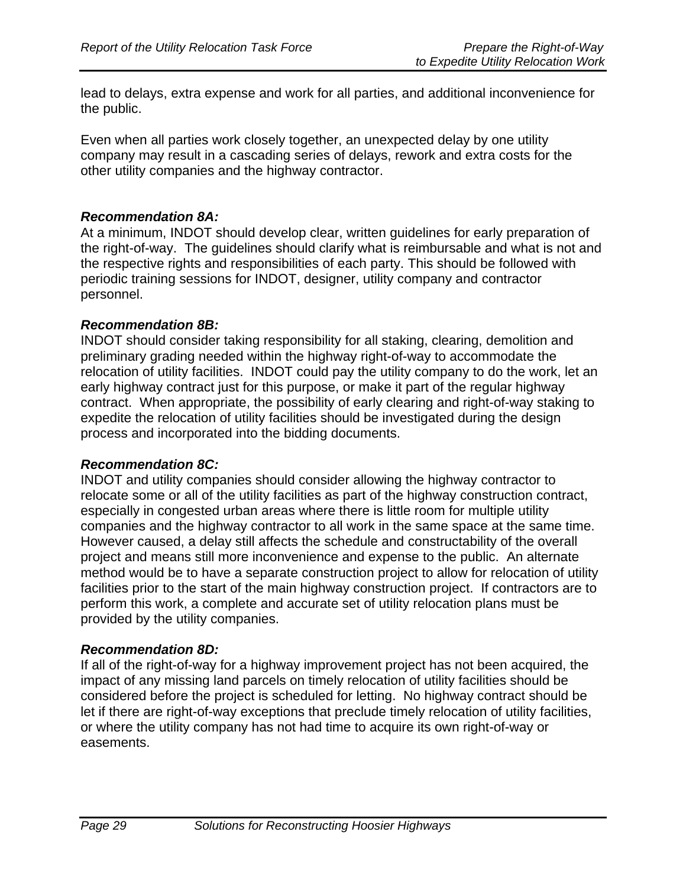lead to delays, extra expense and work for all parties, and additional inconvenience for the public.

Even when all parties work closely together, an unexpected delay by one utility company may result in a cascading series of delays, rework and extra costs for the other utility companies and the highway contractor.

***Recommendation 8A:***
At a minimum, INDOT should develop clear, written guidelines for early preparation of the right-of-way. The guidelines should clarify what is reimbursable and what is not and the respective rights and responsibilities of each party. This should be followed with periodic training sessions for INDOT, designer, utility company and contractor personnel.

***Recommendation 8B:***
INDOT should consider taking responsibility for all staking, clearing, demolition and preliminary grading needed within the highway right-of-way to accommodate the relocation of utility facilities. INDOT could pay the utility company to do the work, let an early highway contract just for this purpose, or make it part of the regular highway contract. When appropriate, the possibility of early clearing and right-of-way staking to expedite the relocation of utility facilities should be investigated during the design process and incorporated into the bidding documents.

***Recommendation 8C:***
INDOT and utility companies should consider allowing the highway contractor to relocate some or all of the utility facilities as part of the highway construction contract, especially in congested urban areas where there is little room for multiple utility companies and the highway contractor to all work in the same space at the same time. However caused, a delay still affects the schedule and constructability of the overall project and means still more inconvenience and expense to the public. An alternate method would be to have a separate construction project to allow for relocation of utility facilities prior to the start of the main highway construction project. If contractors are to perform this work, a complete and accurate set of utility relocation plans must be provided by the utility companies.

***Recommendation 8D:***
If all of the right-of-way for a highway improvement project has not been acquired, the impact of any missing land parcels on timely relocation of utility facilities should be considered before the project is scheduled for letting. No highway contract should be let if there are right-of-way exceptions that preclude timely relocation of utility facilities, or where the utility company has not had time to acquire its own right-of-way or easements.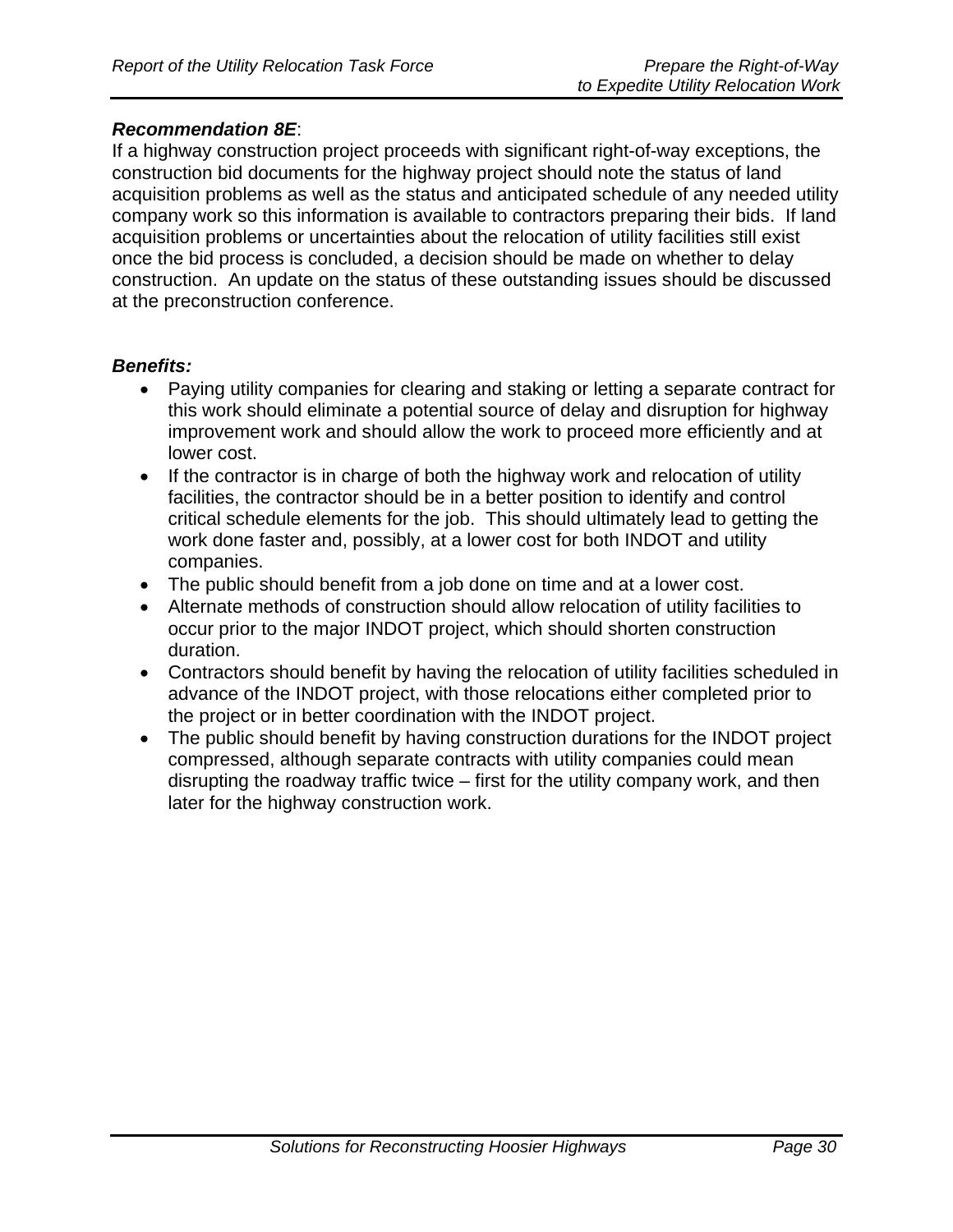***Recommendation 8E***:
If a highway construction project proceeds with significant right-of-way exceptions, the construction bid documents for the highway project should note the status of land acquisition problems as well as the status and anticipated schedule of any needed utility company work so this information is available to contractors preparing their bids. If land acquisition problems or uncertainties about the relocation of utility facilities still exist once the bid process is concluded, a decision should be made on whether to delay construction. An update on the status of these outstanding issues should be discussed at the preconstruction conference.

***Benefits:***

- Paying utility companies for clearing and staking or letting a separate contract for this work should eliminate a potential source of delay and disruption for highway improvement work and should allow the work to proceed more efficiently and at lower cost.
- If the contractor is in charge of both the highway work and relocation of utility facilities, the contractor should be in a better position to identify and control critical schedule elements for the job. This should ultimately lead to getting the work done faster and, possibly, at a lower cost for both INDOT and utility companies.
- The public should benefit from a job done on time and at a lower cost.
- Alternate methods of construction should allow relocation of utility facilities to occur prior to the major INDOT project, which should shorten construction duration.
- Contractors should benefit by having the relocation of utility facilities scheduled in advance of the INDOT project, with those relocations either completed prior to the project or in better coordination with the INDOT project.
- The public should benefit by having construction durations for the INDOT project compressed, although separate contracts with utility companies could mean disrupting the roadway traffic twice – first for the utility company work, and then later for the highway construction work.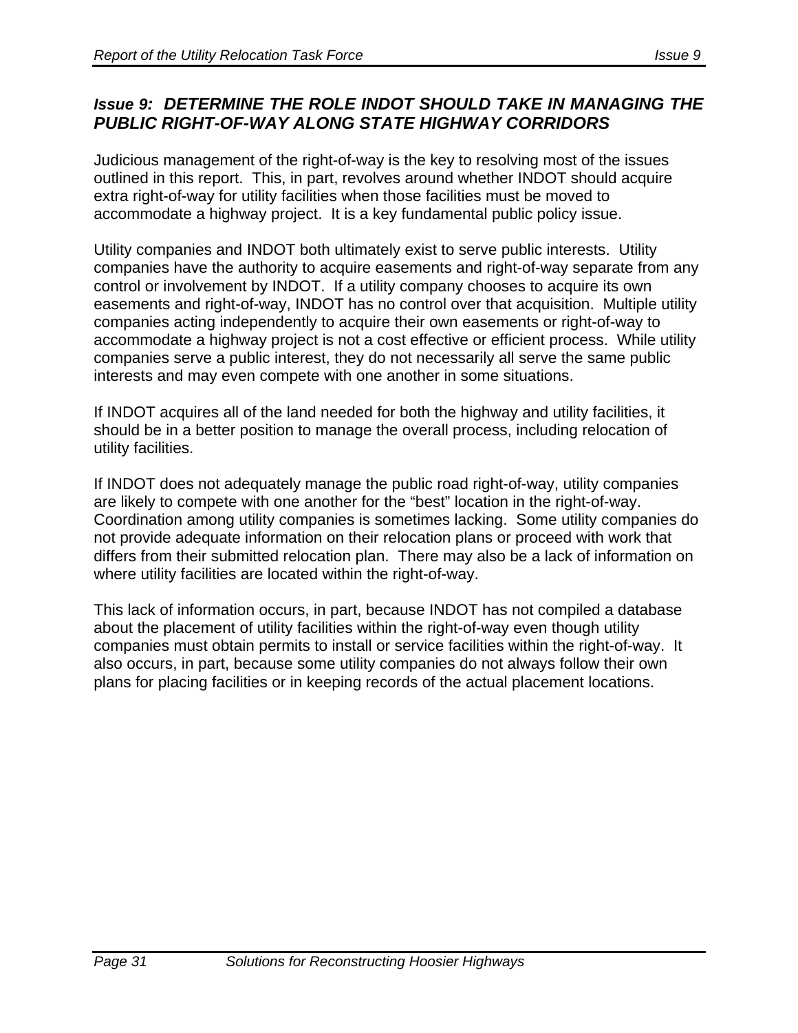### *Issue 9: DETERMINE THE ROLE INDOT SHOULD TAKE IN MANAGING THE PUBLIC RIGHT-OF-WAY ALONG STATE HIGHWAY CORRIDORS*

Judicious management of the right-of-way is the key to resolving most of the issues outlined in this report. This, in part, revolves around whether INDOT should acquire extra right-of-way for utility facilities when those facilities must be moved to accommodate a highway project. It is a key fundamental public policy issue.

Utility companies and INDOT both ultimately exist to serve public interests. Utility companies have the authority to acquire easements and right-of-way separate from any control or involvement by INDOT. If a utility company chooses to acquire its own easements and right-of-way, INDOT has no control over that acquisition. Multiple utility companies acting independently to acquire their own easements or right-of-way to accommodate a highway project is not a cost effective or efficient process. While utility companies serve a public interest, they do not necessarily all serve the same public interests and may even compete with one another in some situations.

If INDOT acquires all of the land needed for both the highway and utility facilities, it should be in a better position to manage the overall process, including relocation of utility facilities.

If INDOT does not adequately manage the public road right-of-way, utility companies are likely to compete with one another for the “best” location in the right-of-way. Coordination among utility companies is sometimes lacking. Some utility companies do not provide adequate information on their relocation plans or proceed with work that differs from their submitted relocation plan. There may also be a lack of information on where utility facilities are located within the right-of-way.

This lack of information occurs, in part, because INDOT has not compiled a database about the placement of utility facilities within the right-of-way even though utility companies must obtain permits to install or service facilities within the right-of-way. It also occurs, in part, because some utility companies do not always follow their own plans for placing facilities or in keeping records of the actual placement locations.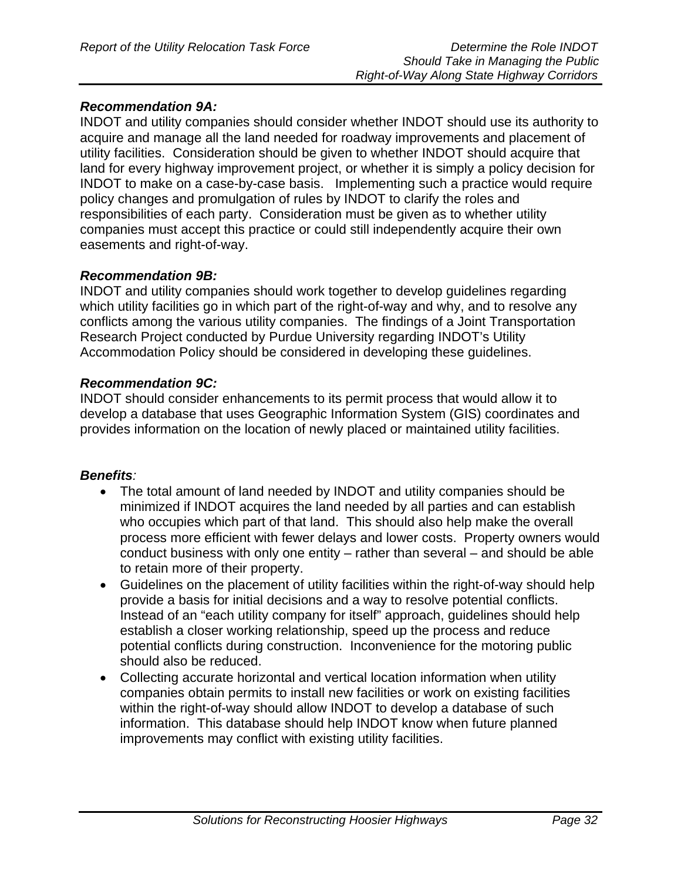***Recommendation 9A:***
INDOT and utility companies should consider whether INDOT should use its authority to acquire and manage all the land needed for roadway improvements and placement of utility facilities. Consideration should be given to whether INDOT should acquire that land for every highway improvement project, or whether it is simply a policy decision for INDOT to make on a case-by-case basis. Implementing such a practice would require policy changes and promulgation of rules by INDOT to clarify the roles and responsibilities of each party. Consideration must be given as to whether utility companies must accept this practice or could still independently acquire their own easements and right-of-way.

***Recommendation 9B:***
INDOT and utility companies should work together to develop guidelines regarding which utility facilities go in which part of the right-of-way and why, and to resolve any conflicts among the various utility companies. The findings of a Joint Transportation Research Project conducted by Purdue University regarding INDOT's Utility Accommodation Policy should be considered in developing these guidelines.

***Recommendation 9C:***
INDOT should consider enhancements to its permit process that would allow it to develop a database that uses Geographic Information System (GIS) coordinates and provides information on the location of newly placed or maintained utility facilities.

***Benefits:***

- The total amount of land needed by INDOT and utility companies should be minimized if INDOT acquires the land needed by all parties and can establish who occupies which part of that land. This should also help make the overall process more efficient with fewer delays and lower costs. Property owners would conduct business with only one entity – rather than several – and should be able to retain more of their property.
- Guidelines on the placement of utility facilities within the right-of-way should help provide a basis for initial decisions and a way to resolve potential conflicts. Instead of an "each utility company for itself" approach, guidelines should help establish a closer working relationship, speed up the process and reduce potential conflicts during construction. Inconvenience for the motoring public should also be reduced.
- Collecting accurate horizontal and vertical location information when utility companies obtain permits to install new facilities or work on existing facilities within the right-of-way should allow INDOT to develop a database of such information. This database should help INDOT know when future planned improvements may conflict with existing utility facilities.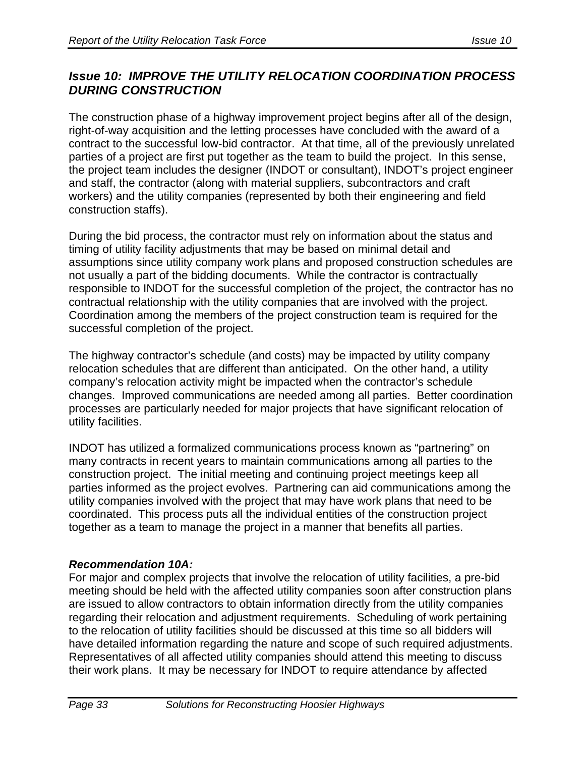## *Issue 10: IMPROVE THE UTILITY RELOCATION COORDINATION PROCESS DURING CONSTRUCTION*

The construction phase of a highway improvement project begins after all of the design, right-of-way acquisition and the letting processes have concluded with the award of a contract to the successful low-bid contractor. At that time, all of the previously unrelated parties of a project are first put together as the team to build the project. In this sense, the project team includes the designer (INDOT or consultant), INDOT's project engineer and staff, the contractor (along with material suppliers, subcontractors and craft workers) and the utility companies (represented by both their engineering and field construction staffs).

During the bid process, the contractor must rely on information about the status and timing of utility facility adjustments that may be based on minimal detail and assumptions since utility company work plans and proposed construction schedules are not usually a part of the bidding documents. While the contractor is contractually responsible to INDOT for the successful completion of the project, the contractor has no contractual relationship with the utility companies that are involved with the project. Coordination among the members of the project construction team is required for the successful completion of the project.

The highway contractor's schedule (and costs) may be impacted by utility company relocation schedules that are different than anticipated. On the other hand, a utility company's relocation activity might be impacted when the contractor's schedule changes. Improved communications are needed among all parties. Better coordination processes are particularly needed for major projects that have significant relocation of utility facilities.

INDOT has utilized a formalized communications process known as "partnering" on many contracts in recent years to maintain communications among all parties to the construction project. The initial meeting and continuing project meetings keep all parties informed as the project evolves. Partnering can aid communications among the utility companies involved with the project that may have work plans that need to be coordinated. This process puts all the individual entities of the construction project together as a team to manage the project in a manner that benefits all parties.

***Recommendation 10A:***
For major and complex projects that involve the relocation of utility facilities, a pre-bid meeting should be held with the affected utility companies soon after construction plans are issued to allow contractors to obtain information directly from the utility companies regarding their relocation and adjustment requirements. Scheduling of work pertaining to the relocation of utility facilities should be discussed at this time so all bidders will have detailed information regarding the nature and scope of such required adjustments. Representatives of all affected utility companies should attend this meeting to discuss their work plans. It may be necessary for INDOT to require attendance by affected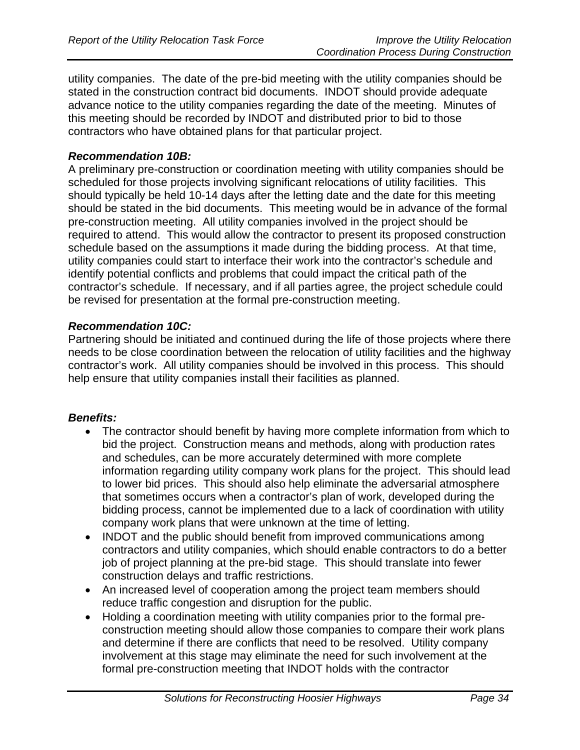utility companies. The date of the pre-bid meeting with the utility companies should be stated in the construction contract bid documents. INDOT should provide adequate advance notice to the utility companies regarding the date of the meeting. Minutes of this meeting should be recorded by INDOT and distributed prior to bid to those contractors who have obtained plans for that particular project.

***Recommendation 10B:***
A preliminary pre-construction or coordination meeting with utility companies should be scheduled for those projects involving significant relocations of utility facilities. This should typically be held 10-14 days after the letting date and the date for this meeting should be stated in the bid documents. This meeting would be in advance of the formal pre-construction meeting. All utility companies involved in the project should be required to attend. This would allow the contractor to present its proposed construction schedule based on the assumptions it made during the bidding process. At that time, utility companies could start to interface their work into the contractor's schedule and identify potential conflicts and problems that could impact the critical path of the contractor's schedule. If necessary, and if all parties agree, the project schedule could be revised for presentation at the formal pre-construction meeting.

***Recommendation 10C:***
Partnering should be initiated and continued during the life of those projects where there needs to be close coordination between the relocation of utility facilities and the highway contractor's work. All utility companies should be involved in this process. This should help ensure that utility companies install their facilities as planned.

***Benefits:***

- The contractor should benefit by having more complete information from which to bid the project. Construction means and methods, along with production rates and schedules, can be more accurately determined with more complete information regarding utility company work plans for the project. This should lead to lower bid prices. This should also help eliminate the adversarial atmosphere that sometimes occurs when a contractor's plan of work, developed during the bidding process, cannot be implemented due to a lack of coordination with utility company work plans that were unknown at the time of letting.
- INDOT and the public should benefit from improved communications among contractors and utility companies, which should enable contractors to do a better job of project planning at the pre-bid stage. This should translate into fewer construction delays and traffic restrictions.
- An increased level of cooperation among the project team members should reduce traffic congestion and disruption for the public.
- Holding a coordination meeting with utility companies prior to the formal pre-construction meeting should allow those companies to compare their work plans and determine if there are conflicts that need to be resolved. Utility company involvement at this stage may eliminate the need for such involvement at the formal pre-construction meeting that INDOT holds with the contractor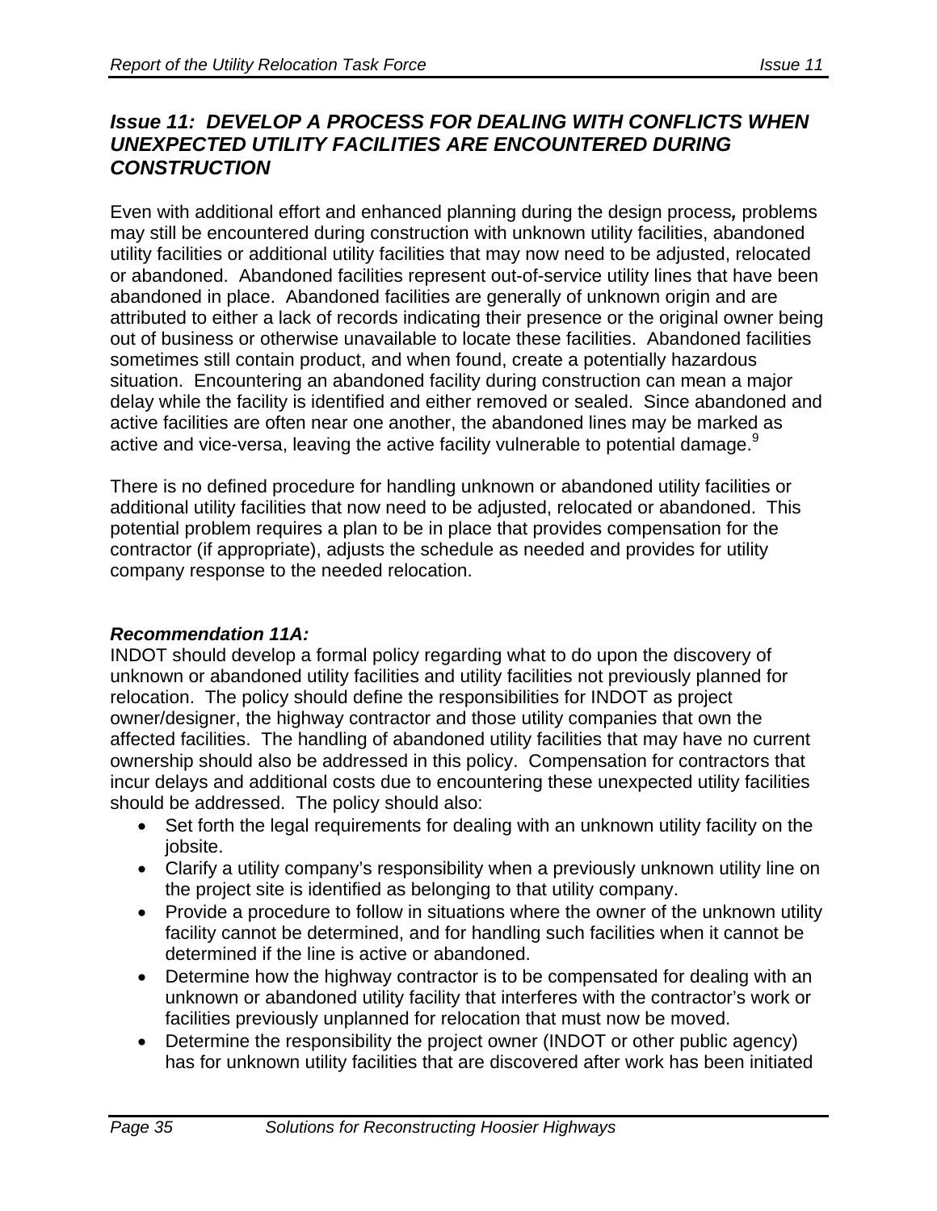## *Issue 11: DEVELOP A PROCESS FOR DEALING WITH CONFLICTS WHEN UNEXPECTED UTILITY FACILITIES ARE ENCOUNTERED DURING CONSTRUCTION*

Even with additional effort and enhanced planning during the design process*,* problems may still be encountered during construction with unknown utility facilities, abandoned utility facilities or additional utility facilities that may now need to be adjusted, relocated or abandoned. Abandoned facilities represent out-of-service utility lines that have been abandoned in place. Abandoned facilities are generally of unknown origin and are attributed to either a lack of records indicating their presence or the original owner being out of business or otherwise unavailable to locate these facilities. Abandoned facilities sometimes still contain product, and when found, create a potentially hazardous situation. Encountering an abandoned facility during construction can mean a major delay while the facility is identified and either removed or sealed. Since abandoned and active facilities are often near one another, the abandoned lines may be marked as active and vice-versa, leaving the active facility vulnerable to potential damage.[9]

There is no defined procedure for handling unknown or abandoned utility facilities or additional utility facilities that now need to be adjusted, relocated or abandoned. This potential problem requires a plan to be in place that provides compensation for the contractor (if appropriate), adjusts the schedule as needed and provides for utility company response to the needed relocation.

***Recommendation 11A:***

INDOT should develop a formal policy regarding what to do upon the discovery of unknown or abandoned utility facilities and utility facilities not previously planned for relocation. The policy should define the responsibilities for INDOT as project owner/designer, the highway contractor and those utility companies that own the affected facilities. The handling of abandoned utility facilities that may have no current ownership should also be addressed in this policy. Compensation for contractors that incur delays and additional costs due to encountering these unexpected utility facilities should be addressed. The policy should also:

- Set forth the legal requirements for dealing with an unknown utility facility on the jobsite.
- Clarify a utility company's responsibility when a previously unknown utility line on the project site is identified as belonging to that utility company.
- Provide a procedure to follow in situations where the owner of the unknown utility facility cannot be determined, and for handling such facilities when it cannot be determined if the line is active or abandoned.
- Determine how the highway contractor is to be compensated for dealing with an unknown or abandoned utility facility that interferes with the contractor's work or facilities previously unplanned for relocation that must now be moved.
- Determine the responsibility the project owner (INDOT or other public agency) has for unknown utility facilities that are discovered after work has been initiated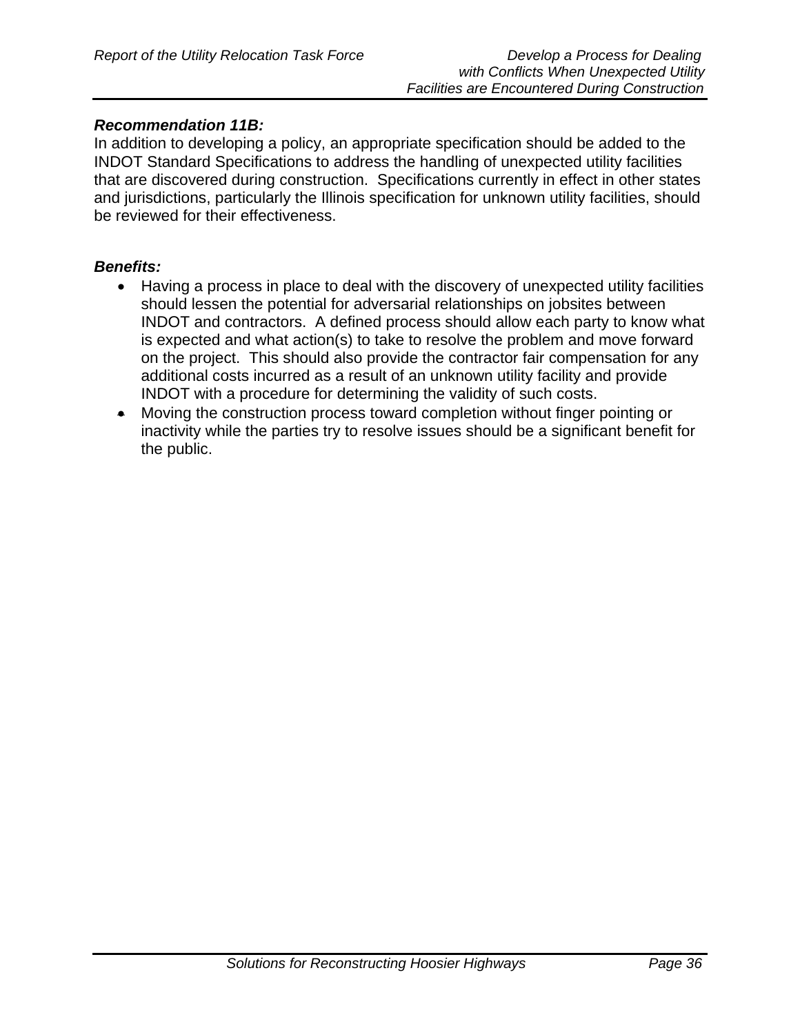***Recommendation 11B:***
In addition to developing a policy, an appropriate specification should be added to the INDOT Standard Specifications to address the handling of unexpected utility facilities that are discovered during construction. Specifications currently in effect in other states and jurisdictions, particularly the Illinois specification for unknown utility facilities, should be reviewed for their effectiveness.

***Benefits:***

- Having a process in place to deal with the discovery of unexpected utility facilities should lessen the potential for adversarial relationships on jobsites between INDOT and contractors. A defined process should allow each party to know what is expected and what action(s) to take to resolve the problem and move forward on the project. This should also provide the contractor fair compensation for any additional costs incurred as a result of an unknown utility facility and provide INDOT with a procedure for determining the validity of such costs.
- Moving the construction process toward completion without finger pointing or inactivity while the parties try to resolve issues should be a significant benefit for the public.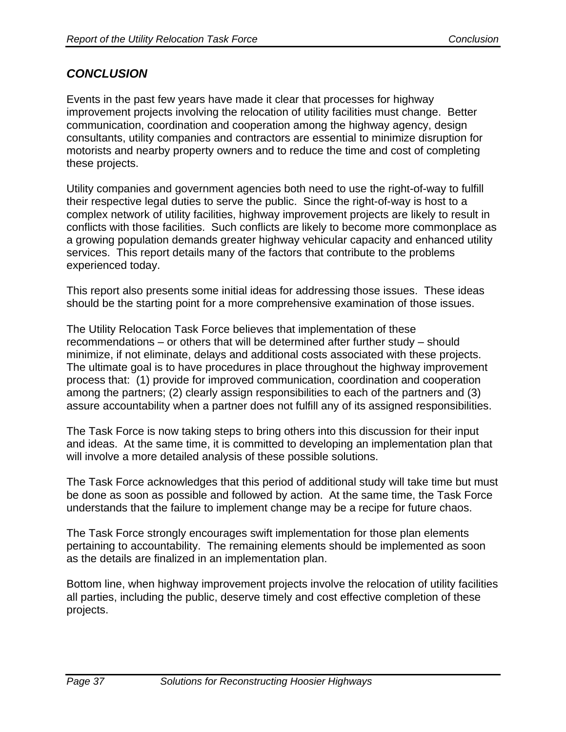## *CONCLUSION*

Events in the past few years have made it clear that processes for highway improvement projects involving the relocation of utility facilities must change. Better communication, coordination and cooperation among the highway agency, design consultants, utility companies and contractors are essential to minimize disruption for motorists and nearby property owners and to reduce the time and cost of completing these projects.

Utility companies and government agencies both need to use the right-of-way to fulfill their respective legal duties to serve the public. Since the right-of-way is host to a complex network of utility facilities, highway improvement projects are likely to result in conflicts with those facilities. Such conflicts are likely to become more commonplace as a growing population demands greater highway vehicular capacity and enhanced utility services. This report details many of the factors that contribute to the problems experienced today.

This report also presents some initial ideas for addressing those issues. These ideas should be the starting point for a more comprehensive examination of those issues.

The Utility Relocation Task Force believes that implementation of these recommendations – or others that will be determined after further study – should minimize, if not eliminate, delays and additional costs associated with these projects. The ultimate goal is to have procedures in place throughout the highway improvement process that: (1) provide for improved communication, coordination and cooperation among the partners; (2) clearly assign responsibilities to each of the partners and (3) assure accountability when a partner does not fulfill any of its assigned responsibilities.

The Task Force is now taking steps to bring others into this discussion for their input and ideas. At the same time, it is committed to developing an implementation plan that will involve a more detailed analysis of these possible solutions.

The Task Force acknowledges that this period of additional study will take time but must be done as soon as possible and followed by action. At the same time, the Task Force understands that the failure to implement change may be a recipe for future chaos.

The Task Force strongly encourages swift implementation for those plan elements pertaining to accountability. The remaining elements should be implemented as soon as the details are finalized in an implementation plan.

Bottom line, when highway improvement projects involve the relocation of utility facilities all parties, including the public, deserve timely and cost effective completion of these projects.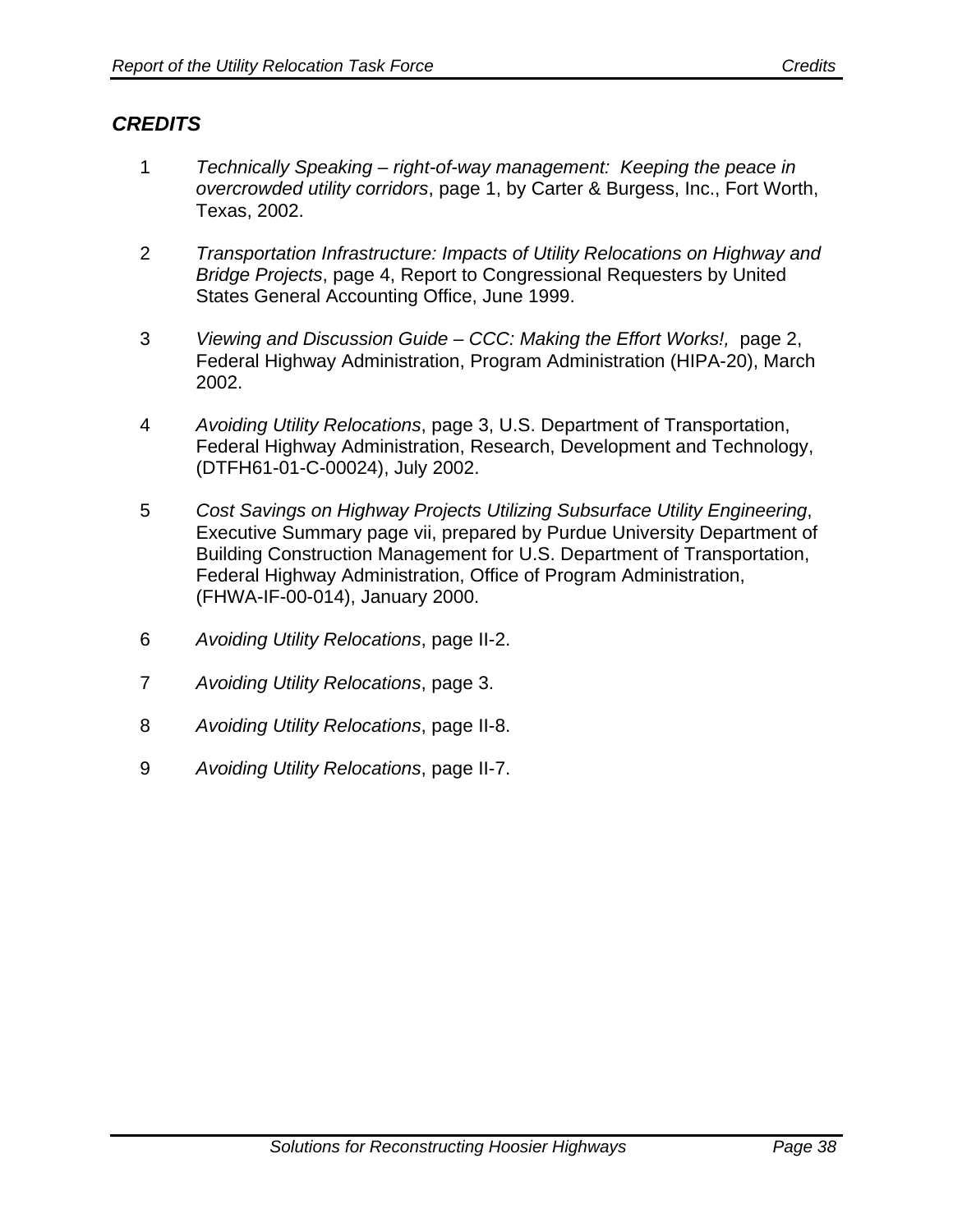## *CREDITS*

1. *Technically Speaking – right-of-way management: Keeping the peace in overcrowded utility corridors*, page 1, by Carter & Burgess, Inc., Fort Worth, Texas, 2002.

2. *Transportation Infrastructure: Impacts of Utility Relocations on Highway and Bridge Projects*, page 4, Report to Congressional Requesters by United States General Accounting Office, June 1999.

3. *Viewing and Discussion Guide – CCC: Making the Effort Works!,* page 2, Federal Highway Administration, Program Administration (HIPA-20), March 2002.

4. *Avoiding Utility Relocations*, page 3, U.S. Department of Transportation, Federal Highway Administration, Research, Development and Technology, (DTFH61-01-C-00024), July 2002.

5. *Cost Savings on Highway Projects Utilizing Subsurface Utility Engineering*, Executive Summary page vii, prepared by Purdue University Department of Building Construction Management for U.S. Department of Transportation, Federal Highway Administration, Office of Program Administration, (FHWA-IF-00-014), January 2000.

6. *Avoiding Utility Relocations*, page II-2.

7. *Avoiding Utility Relocations*, page 3.

8. *Avoiding Utility Relocations*, page II-8.

9. *Avoiding Utility Relocations*, page II-7.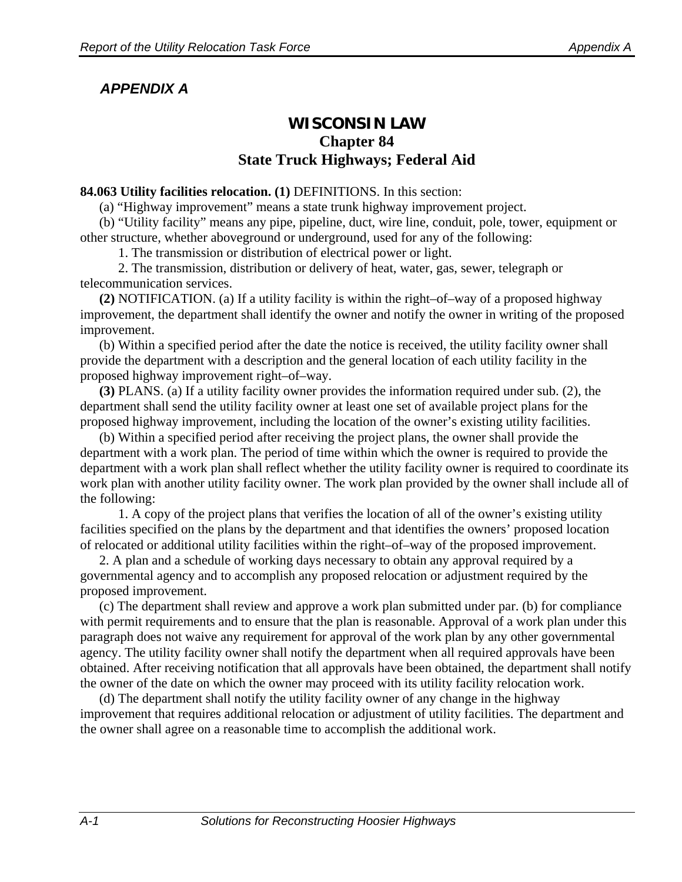## *APPENDIX A*

# WISCONSIN LAW

## Chapter 84

## State Truck Highways; Federal Aid

**84.063 Utility facilities relocation. (1)** DEFINITIONS. In this section:

(a) "Highway improvement" means a state trunk highway improvement project.

(b) "Utility facility" means any pipe, pipeline, duct, wire line, conduit, pole, tower, equipment or other structure, whether aboveground or underground, used for any of the following:

1. The transmission or distribution of electrical power or light.

2. The transmission, distribution or delivery of heat, water, gas, sewer, telegraph or telecommunication services.

**(2)** NOTIFICATION. (a) If a utility facility is within the right–of–way of a proposed highway improvement, the department shall identify the owner and notify the owner in writing of the proposed improvement.

(b) Within a specified period after the date the notice is received, the utility facility owner shall provide the department with a description and the general location of each utility facility in the proposed highway improvement right–of–way.

**(3)** PLANS. (a) If a utility facility owner provides the information required under sub. (2), the department shall send the utility facility owner at least one set of available project plans for the proposed highway improvement, including the location of the owner's existing utility facilities.

(b) Within a specified period after receiving the project plans, the owner shall provide the department with a work plan. The period of time within which the owner is required to provide the department with a work plan shall reflect whether the utility facility owner is required to coordinate its work plan with another utility facility owner. The work plan provided by the owner shall include all of the following:

1. A copy of the project plans that verifies the location of all of the owner's existing utility facilities specified on the plans by the department and that identifies the owners' proposed location of relocated or additional utility facilities within the right–of–way of the proposed improvement.

2. A plan and a schedule of working days necessary to obtain any approval required by a governmental agency and to accomplish any proposed relocation or adjustment required by the proposed improvement.

(c) The department shall review and approve a work plan submitted under par. (b) for compliance with permit requirements and to ensure that the plan is reasonable. Approval of a work plan under this paragraph does not waive any requirement for approval of the work plan by any other governmental agency. The utility facility owner shall notify the department when all required approvals have been obtained. After receiving notification that all approvals have been obtained, the department shall notify the owner of the date on which the owner may proceed with its utility facility relocation work.

(d) The department shall notify the utility facility owner of any change in the highway improvement that requires additional relocation or adjustment of utility facilities. The department and the owner shall agree on a reasonable time to accomplish the additional work.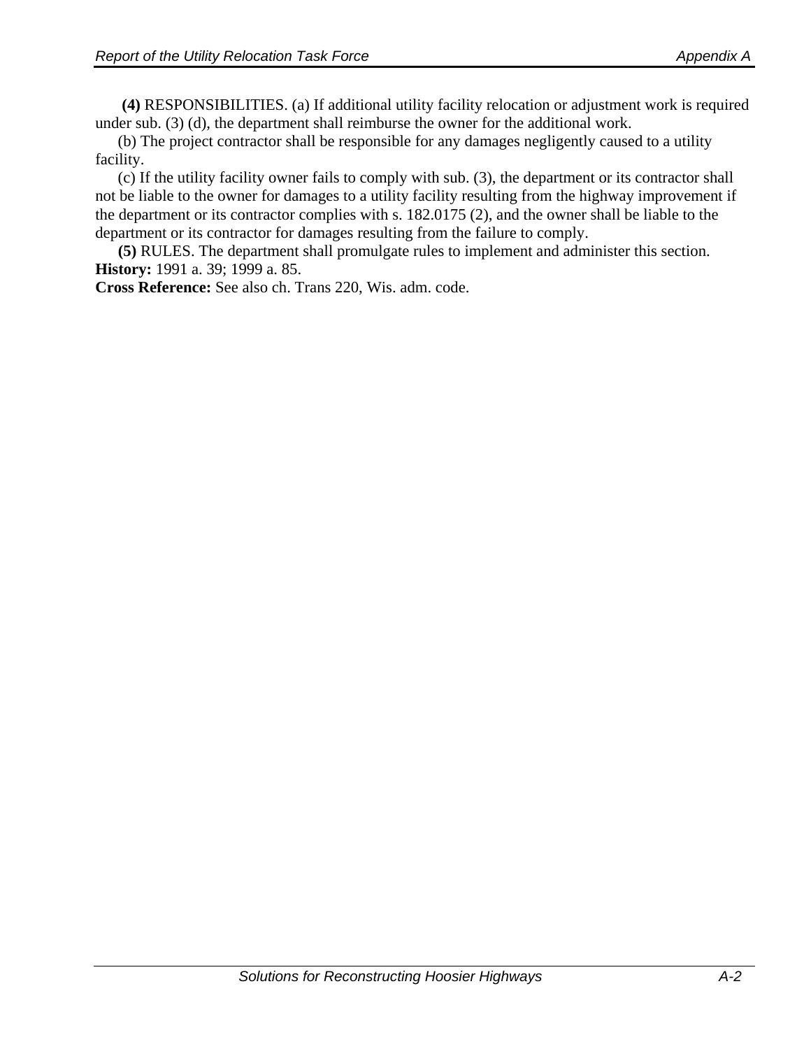**(4)** RESPONSIBILITIES. (a) If additional utility facility relocation or adjustment work is required under sub. (3) (d), the department shall reimburse the owner for the additional work.

(b) The project contractor shall be responsible for any damages negligently caused to a utility facility.

(c) If the utility facility owner fails to comply with sub. (3), the department or its contractor shall not be liable to the owner for damages to a utility facility resulting from the highway improvement if the department or its contractor complies with s. 182.0175 (2), and the owner shall be liable to the department or its contractor for damages resulting from the failure to comply.

**(5)** RULES. The department shall promulgate rules to implement and administer this section.

**History:** 1991 a. 39; 1999 a. 85.

**Cross Reference:** See also ch. Trans 220, Wis. adm. code.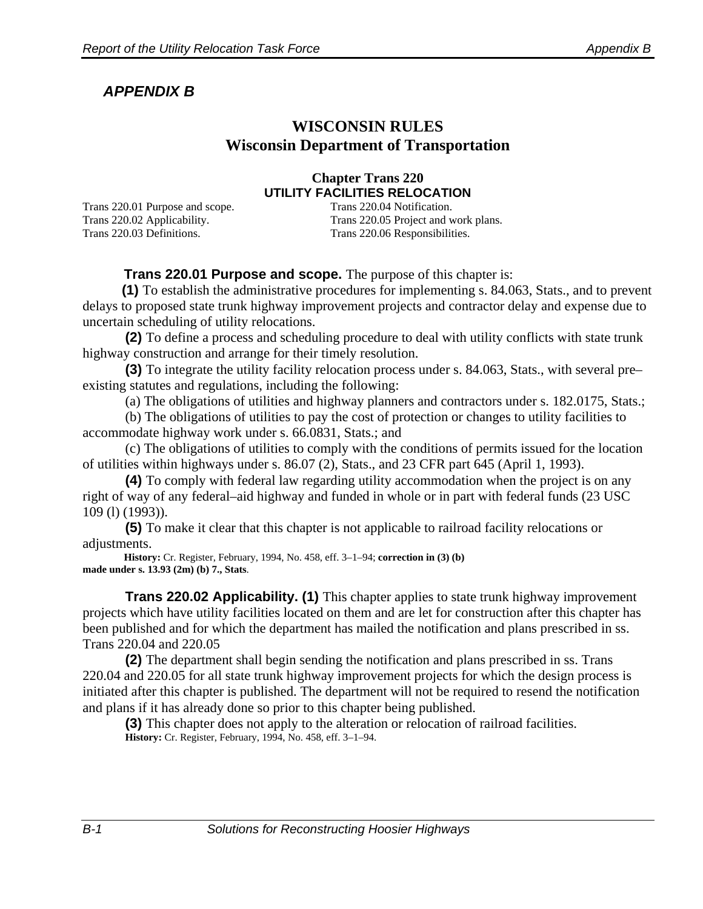## *APPENDIX B*

## WISCONSIN RULES
## Wisconsin Department of Transportation

### Chapter Trans 220
### UTILITY FACILITIES RELOCATION

Trans 220.01 Purpose and scope.
Trans 220.02 Applicability.
Trans 220.03 Definitions.
Trans 220.04 Notification.
Trans 220.05 Project and work plans.
Trans 220.06 Responsibilities.

**Trans 220.01 Purpose and scope.** The purpose of this chapter is:

**(1)** To establish the administrative procedures for implementing s. 84.063, Stats., and to prevent delays to proposed state trunk highway improvement projects and contractor delay and expense due to uncertain scheduling of utility relocations.

**(2)** To define a process and scheduling procedure to deal with utility conflicts with state trunk highway construction and arrange for their timely resolution.

**(3)** To integrate the utility facility relocation process under s. 84.063, Stats., with several pre–existing statutes and regulations, including the following:

(a) The obligations of utilities and highway planners and contractors under s. 182.0175, Stats.;

(b) The obligations of utilities to pay the cost of protection or changes to utility facilities to accommodate highway work under s. 66.0831, Stats.; and

(c) The obligations of utilities to comply with the conditions of permits issued for the location of utilities within highways under s. 86.07 (2), Stats., and 23 CFR part 645 (April 1, 1993).

**(4)** To comply with federal law regarding utility accommodation when the project is on any right of way of any federal–aid highway and funded in whole or in part with federal funds (23 USC 109 (l) (1993)).

**(5)** To make it clear that this chapter is not applicable to railroad facility relocations or adjustments.

**History:** Cr. Register, February, 1994, No. 458, eff. 3–1–94; **correction in (3) (b) made under s. 13.93 (2m) (b) 7., Stats**.

**Trans 220.02 Applicability. (1)** This chapter applies to state trunk highway improvement projects which have utility facilities located on them and are let for construction after this chapter has been published and for which the department has mailed the notification and plans prescribed in ss. Trans 220.04 and 220.05

**(2)** The department shall begin sending the notification and plans prescribed in ss. Trans 220.04 and 220.05 for all state trunk highway improvement projects for which the design process is initiated after this chapter is published. The department will not be required to resend the notification and plans if it has already done so prior to this chapter being published.

**(3)** This chapter does not apply to the alteration or relocation of railroad facilities.

**History:** Cr. Register, February, 1994, No. 458, eff. 3–1–94.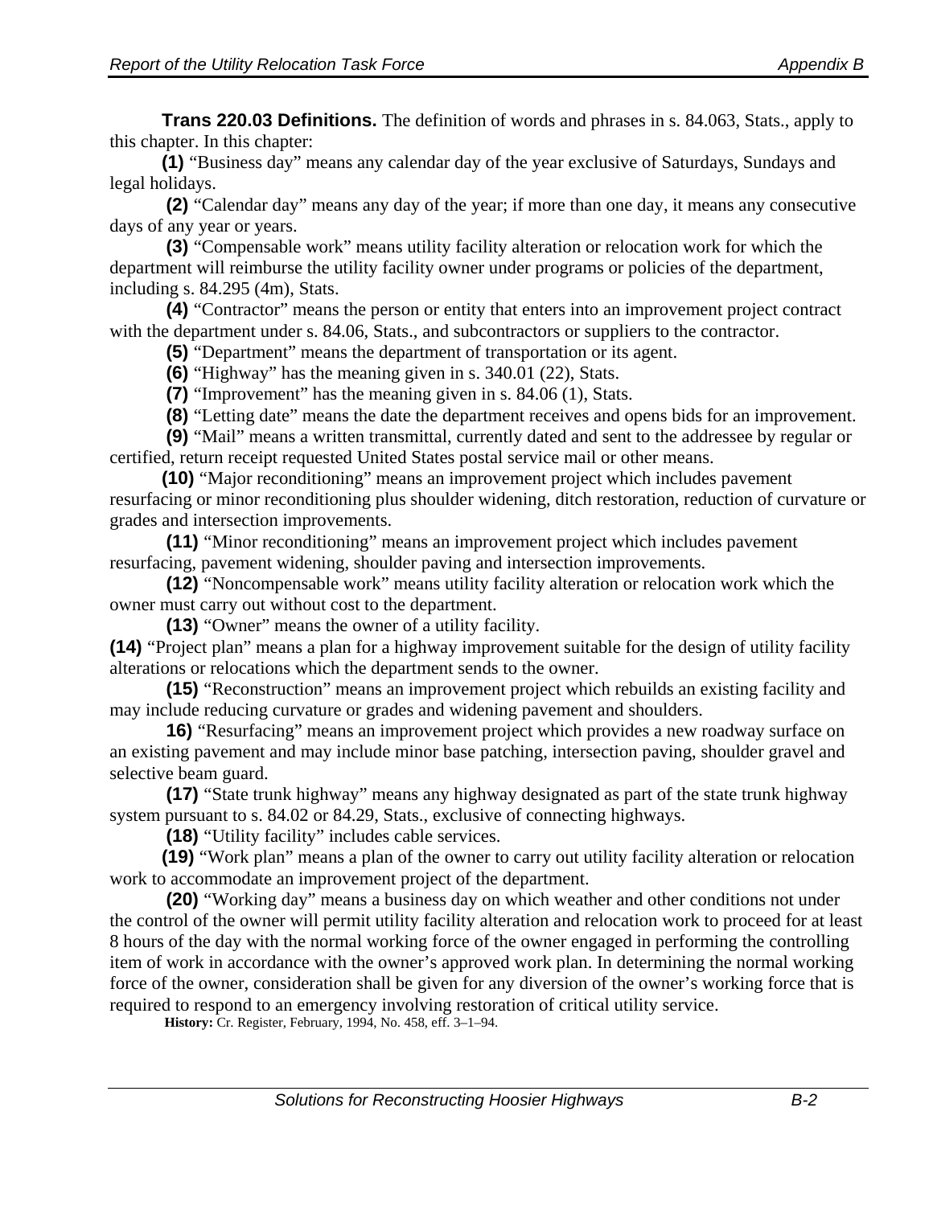**Trans 220.03 Definitions.** The definition of words and phrases in s. 84.063, Stats., apply to this chapter. In this chapter:

**(1)** "Business day" means any calendar day of the year exclusive of Saturdays, Sundays and legal holidays.

**(2)** "Calendar day" means any day of the year; if more than one day, it means any consecutive days of any year or years.

**(3)** "Compensable work" means utility facility alteration or relocation work for which the department will reimburse the utility facility owner under programs or policies of the department, including s. 84.295 (4m), Stats.

**(4)** "Contractor" means the person or entity that enters into an improvement project contract with the department under s. 84.06, Stats., and subcontractors or suppliers to the contractor.

**(5)** "Department" means the department of transportation or its agent.

**(6)** "Highway" has the meaning given in s. 340.01 (22), Stats.

**(7)** "Improvement" has the meaning given in s. 84.06 (1), Stats.

**(8)** "Letting date" means the date the department receives and opens bids for an improvement.

**(9)** "Mail" means a written transmittal, currently dated and sent to the addressee by regular or certified, return receipt requested United States postal service mail or other means.

**(10)** "Major reconditioning" means an improvement project which includes pavement resurfacing or minor reconditioning plus shoulder widening, ditch restoration, reduction of curvature or grades and intersection improvements.

**(11)** "Minor reconditioning" means an improvement project which includes pavement resurfacing, pavement widening, shoulder paving and intersection improvements.

**(12)** "Noncompensable work" means utility facility alteration or relocation work which the owner must carry out without cost to the department.

**(13)** "Owner" means the owner of a utility facility.

**(14)** "Project plan" means a plan for a highway improvement suitable for the design of utility facility alterations or relocations which the department sends to the owner.

**(15)** "Reconstruction" means an improvement project which rebuilds an existing facility and may include reducing curvature or grades and widening pavement and shoulders.

**16)** "Resurfacing" means an improvement project which provides a new roadway surface on an existing pavement and may include minor base patching, intersection paving, shoulder gravel and selective beam guard.

**(17)** "State trunk highway" means any highway designated as part of the state trunk highway system pursuant to s. 84.02 or 84.29, Stats., exclusive of connecting highways.

**(18)** "Utility facility" includes cable services.

**(19)** "Work plan" means a plan of the owner to carry out utility facility alteration or relocation work to accommodate an improvement project of the department.

**(20)** "Working day" means a business day on which weather and other conditions not under the control of the owner will permit utility facility alteration and relocation work to proceed for at least 8 hours of the day with the normal working force of the owner engaged in performing the controlling item of work in accordance with the owner's approved work plan. In determining the normal working force of the owner, consideration shall be given for any diversion of the owner's working force that is required to respond to an emergency involving restoration of critical utility service.

**History:** Cr. Register, February, 1994, No. 458, eff. 3–1–94.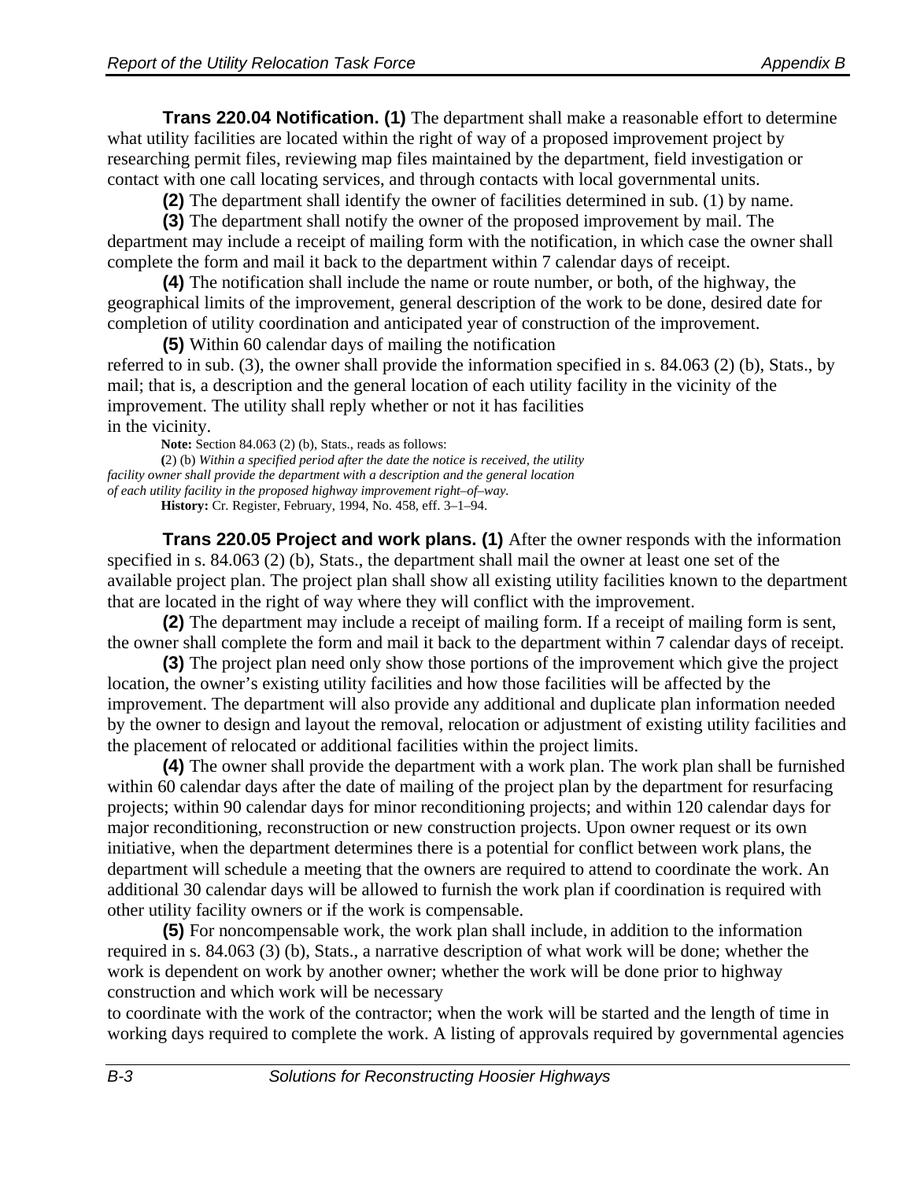**Trans 220.04 Notification. (1)** The department shall make a reasonable effort to determine what utility facilities are located within the right of way of a proposed improvement project by researching permit files, reviewing map files maintained by the department, field investigation or contact with one call locating services, and through contacts with local governmental units.

**(2)** The department shall identify the owner of facilities determined in sub. (1) by name.

**(3)** The department shall notify the owner of the proposed improvement by mail. The department may include a receipt of mailing form with the notification, in which case the owner shall complete the form and mail it back to the department within 7 calendar days of receipt.

**(4)** The notification shall include the name or route number, or both, of the highway, the geographical limits of the improvement, general description of the work to be done, desired date for completion of utility coordination and anticipated year of construction of the improvement.

**(5)** Within 60 calendar days of mailing the notification referred to in sub. (3), the owner shall provide the information specified in s. 84.063 (2) (b), Stats., by mail; that is, a description and the general location of each utility facility in the vicinity of the improvement. The utility shall reply whether or not it has facilities in the vicinity.

**Note:** Section 84.063 (2) (b), Stats., reads as follows:

(2) (b) *Within a specified period after the date the notice is received, the utility facility owner shall provide the department with a description and the general location of each utility facility in the proposed highway improvement right–of–way.*

**History:** Cr. Register, February, 1994, No. 458, eff. 3–1–94.

**Trans 220.05 Project and work plans. (1)** After the owner responds with the information specified in s. 84.063 (2) (b), Stats., the department shall mail the owner at least one set of the available project plan. The project plan shall show all existing utility facilities known to the department that are located in the right of way where they will conflict with the improvement.

**(2)** The department may include a receipt of mailing form. If a receipt of mailing form is sent, the owner shall complete the form and mail it back to the department within 7 calendar days of receipt.

**(3)** The project plan need only show those portions of the improvement which give the project location, the owner's existing utility facilities and how those facilities will be affected by the improvement. The department will also provide any additional and duplicate plan information needed by the owner to design and layout the removal, relocation or adjustment of existing utility facilities and the placement of relocated or additional facilities within the project limits.

**(4)** The owner shall provide the department with a work plan. The work plan shall be furnished within 60 calendar days after the date of mailing of the project plan by the department for resurfacing projects; within 90 calendar days for minor reconditioning projects; and within 120 calendar days for major reconditioning, reconstruction or new construction projects. Upon owner request or its own initiative, when the department determines there is a potential for conflict between work plans, the department will schedule a meeting that the owners are required to attend to coordinate the work. An additional 30 calendar days will be allowed to furnish the work plan if coordination is required with other utility facility owners or if the work is compensable.

**(5)** For noncompensable work, the work plan shall include, in addition to the information required in s. 84.063 (3) (b), Stats., a narrative description of what work will be done; whether the work is dependent on work by another owner; whether the work will be done prior to highway construction and which work will be necessary to coordinate with the work of the contractor; when the work will be started and the length of time in working days required to complete the work. A listing of approvals required by governmental agencies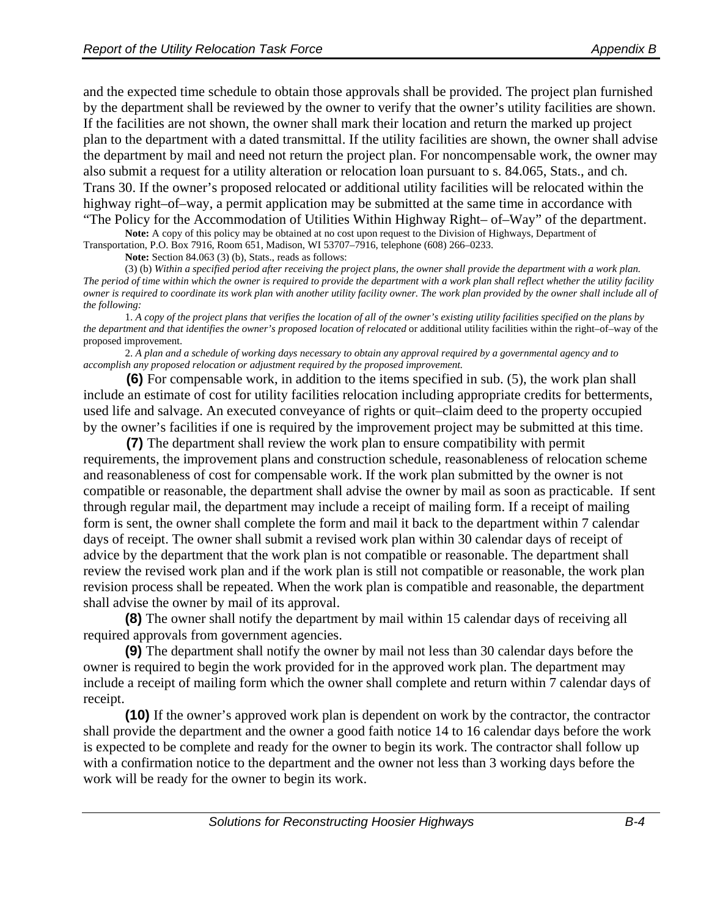and the expected time schedule to obtain those approvals shall be provided. The project plan furnished by the department shall be reviewed by the owner to verify that the owner's utility facilities are shown. If the facilities are not shown, the owner shall mark their location and return the marked up project plan to the department with a dated transmittal. If the utility facilities are shown, the owner shall advise the department by mail and need not return the project plan. For noncompensable work, the owner may also submit a request for a utility alteration or relocation loan pursuant to s. 84.065, Stats., and ch. Trans 30. If the owner's proposed relocated or additional utility facilities will be relocated within the highway right–of–way, a permit application may be submitted at the same time in accordance with "The Policy for the Accommodation of Utilities Within Highway Right– of–Way" of the department.

**Note:** A copy of this policy may be obtained at no cost upon request to the Division of Highways, Department of Transportation, P.O. Box 7916, Room 651, Madison, WI 53707–7916, telephone (608) 266–0233.

**Note:** Section 84.063 (3) (b), Stats., reads as follows:

(3) (b) *Within a specified period after receiving the project plans, the owner shall provide the department with a work plan. The period of time within which the owner is required to provide the department with a work plan shall reflect whether the utility facility owner is required to coordinate its work plan with another utility facility owner. The work plan provided by the owner shall include all of the following:*

1. *A copy of the project plans that verifies the location of all of the owner's existing utility facilities specified on the plans by the department and that identifies the owner's proposed location of relocated* or additional utility facilities within the right–of–way of the proposed improvement.

2. *A plan and a schedule of working days necessary to obtain any approval required by a governmental agency and to accomplish any proposed relocation or adjustment required by the proposed improvement.*

**(6)** For compensable work, in addition to the items specified in sub. (5), the work plan shall include an estimate of cost for utility facilities relocation including appropriate credits for betterments, used life and salvage. An executed conveyance of rights or quit–claim deed to the property occupied by the owner's facilities if one is required by the improvement project may be submitted at this time.

**(7)** The department shall review the work plan to ensure compatibility with permit requirements, the improvement plans and construction schedule, reasonableness of relocation scheme and reasonableness of cost for compensable work. If the work plan submitted by the owner is not compatible or reasonable, the department shall advise the owner by mail as soon as practicable. If sent through regular mail, the department may include a receipt of mailing form. If a receipt of mailing form is sent, the owner shall complete the form and mail it back to the department within 7 calendar days of receipt. The owner shall submit a revised work plan within 30 calendar days of receipt of advice by the department that the work plan is not compatible or reasonable. The department shall review the revised work plan and if the work plan is still not compatible or reasonable, the work plan revision process shall be repeated. When the work plan is compatible and reasonable, the department shall advise the owner by mail of its approval.

**(8)** The owner shall notify the department by mail within 15 calendar days of receiving all required approvals from government agencies.

**(9)** The department shall notify the owner by mail not less than 30 calendar days before the owner is required to begin the work provided for in the approved work plan. The department may include a receipt of mailing form which the owner shall complete and return within 7 calendar days of receipt.

**(10)** If the owner's approved work plan is dependent on work by the contractor, the contractor shall provide the department and the owner a good faith notice 14 to 16 calendar days before the work is expected to be complete and ready for the owner to begin its work. The contractor shall follow up with a confirmation notice to the department and the owner not less than 3 working days before the work will be ready for the owner to begin its work.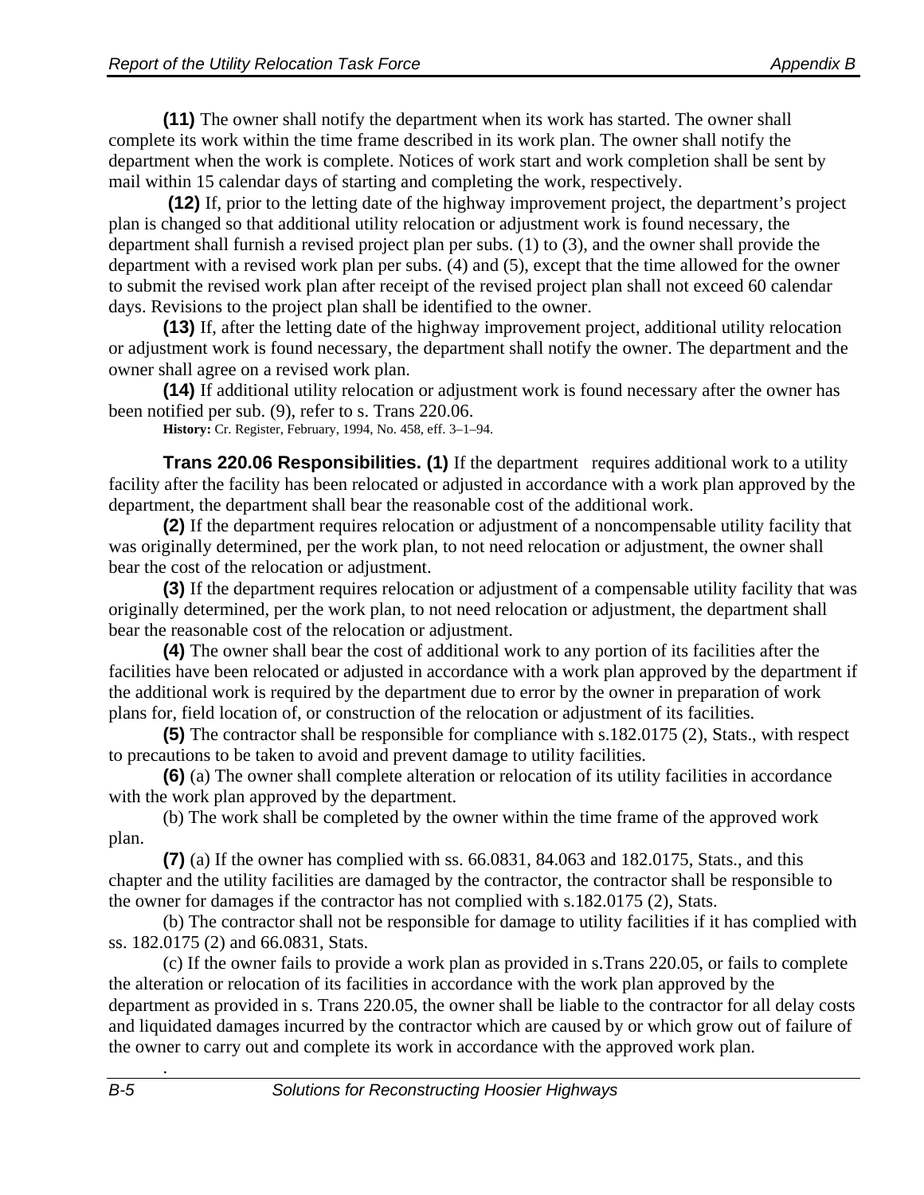**(11)** The owner shall notify the department when its work has started. The owner shall complete its work within the time frame described in its work plan. The owner shall notify the department when the work is complete. Notices of work start and work completion shall be sent by mail within 15 calendar days of starting and completing the work, respectively.

**(12)** If, prior to the letting date of the highway improvement project, the department's project plan is changed so that additional utility relocation or adjustment work is found necessary, the department shall furnish a revised project plan per subs. (1) to (3), and the owner shall provide the department with a revised work plan per subs. (4) and (5), except that the time allowed for the owner to submit the revised work plan after receipt of the revised project plan shall not exceed 60 calendar days. Revisions to the project plan shall be identified to the owner.

**(13)** If, after the letting date of the highway improvement project, additional utility relocation or adjustment work is found necessary, the department shall notify the owner. The department and the owner shall agree on a revised work plan.

**(14)** If additional utility relocation or adjustment work is found necessary after the owner has been notified per sub. (9), refer to s. Trans 220.06.

**History:** Cr. Register, February, 1994, No. 458, eff. 3–1–94.

**Trans 220.06 Responsibilities. (1)** If the department requires additional work to a utility facility after the facility has been relocated or adjusted in accordance with a work plan approved by the department, the department shall bear the reasonable cost of the additional work.

**(2)** If the department requires relocation or adjustment of a noncompensable utility facility that was originally determined, per the work plan, to not need relocation or adjustment, the owner shall bear the cost of the relocation or adjustment.

**(3)** If the department requires relocation or adjustment of a compensable utility facility that was originally determined, per the work plan, to not need relocation or adjustment, the department shall bear the reasonable cost of the relocation or adjustment.

**(4)** The owner shall bear the cost of additional work to any portion of its facilities after the facilities have been relocated or adjusted in accordance with a work plan approved by the department if the additional work is required by the department due to error by the owner in preparation of work plans for, field location of, or construction of the relocation or adjustment of its facilities.

**(5)** The contractor shall be responsible for compliance with s.182.0175 (2), Stats., with respect to precautions to be taken to avoid and prevent damage to utility facilities.

**(6)** (a) The owner shall complete alteration or relocation of its utility facilities in accordance with the work plan approved by the department.

(b) The work shall be completed by the owner within the time frame of the approved work plan.

**(7)** (a) If the owner has complied with ss. 66.0831, 84.063 and 182.0175, Stats., and this chapter and the utility facilities are damaged by the contractor, the contractor shall be responsible to the owner for damages if the contractor has not complied with s.182.0175 (2), Stats.

(b) The contractor shall not be responsible for damage to utility facilities if it has complied with ss. 182.0175 (2) and 66.0831, Stats.

(c) If the owner fails to provide a work plan as provided in s.Trans 220.05, or fails to complete the alteration or relocation of its facilities in accordance with the work plan approved by the department as provided in s. Trans 220.05, the owner shall be liable to the contractor for all delay costs and liquidated damages incurred by the contractor which are caused by or which grow out of failure of the owner to carry out and complete its work in accordance with the approved work plan.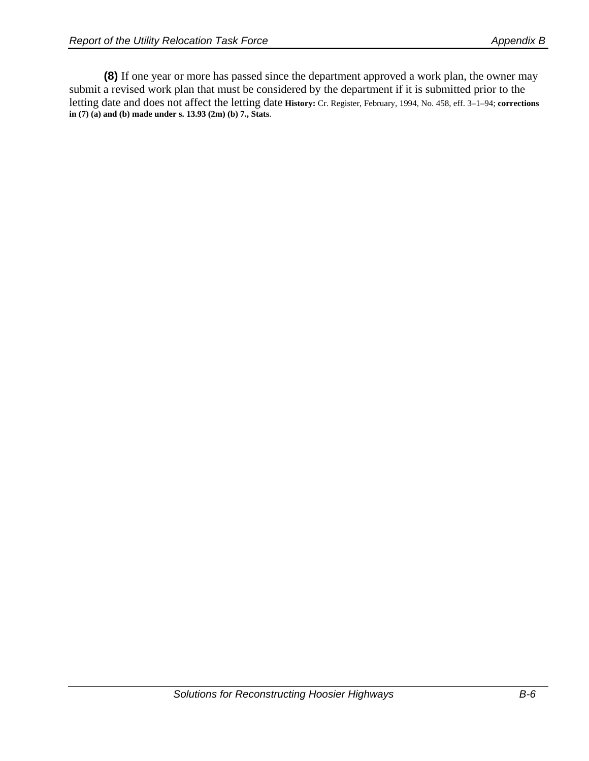**(8)** If one year or more has passed since the department approved a work plan, the owner may submit a revised work plan that must be considered by the department if it is submitted prior to the letting date and does not affect the letting date **History:** Cr. Register, February, 1994, No. 458, eff. 3–1–94; **corrections in (7) (a) and (b) made under s. 13.93 (2m) (b) 7., Stats**.